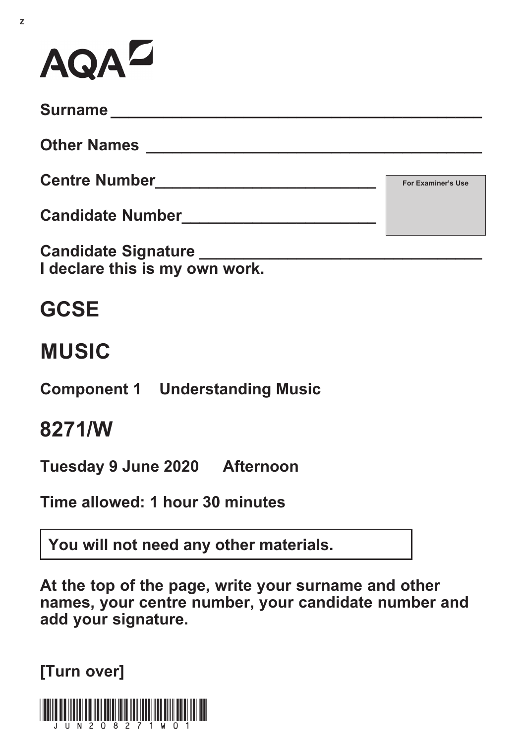AQA

Surname ___________________________________________

Other Names ________________________________________

Centre Number __________________________

Candidate Number _______________________

For Examiner's Use

Candidate Signature _________________________________

I declare this is my own work.

# GCSE

# MUSIC

## Component 1 Understanding Music

# 8271/W

**Tuesday 9 June 2020 Afternoon**

**Time allowed: 1 hour 30 minutes**

**You will not need any other materials.**

**At the top of the page, write your surname and other names, your centre number, your candidate number and add your signature.**

**[Turn over]**

JUN208271W01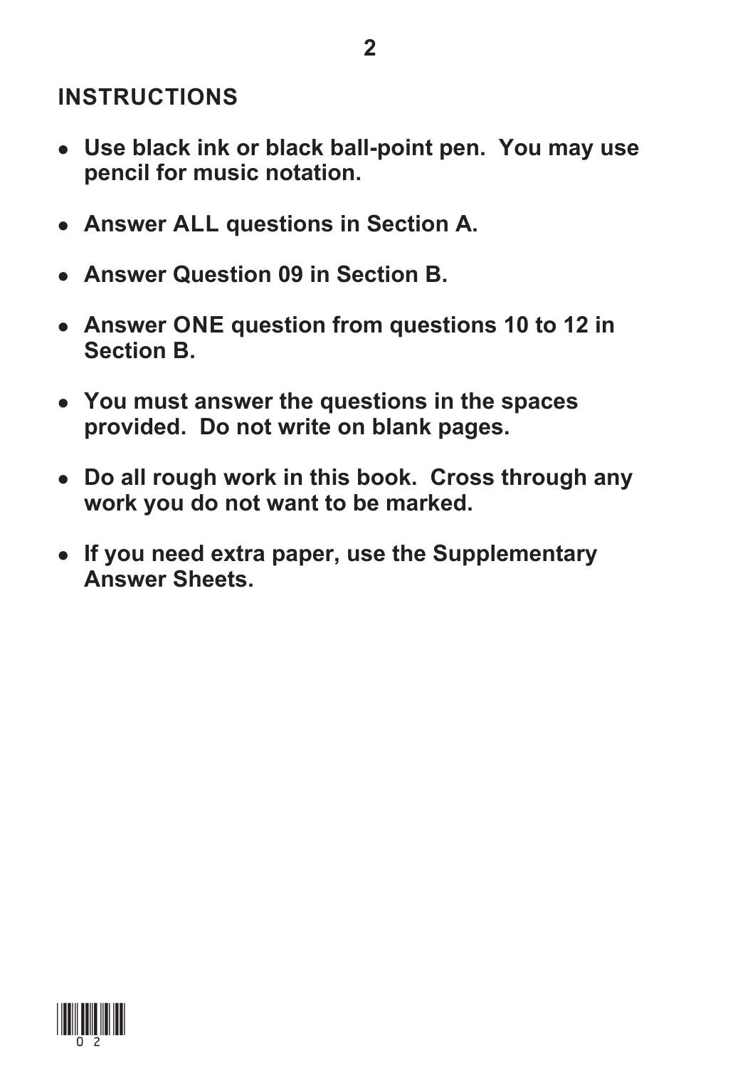## INSTRUCTIONS

- **Use black ink or black ball-point pen. You may use pencil for music notation.**
- **Answer ALL questions in Section A.**
- **Answer Question 09 in Section B.**
- **Answer ONE question from questions 10 to 12 in Section B.**
- **You must answer the questions in the spaces provided. Do not write on blank pages.**
- **Do all rough work in this book. Cross through any work you do not want to be marked.**
- **If you need extra paper, use the Supplementary Answer Sheets.**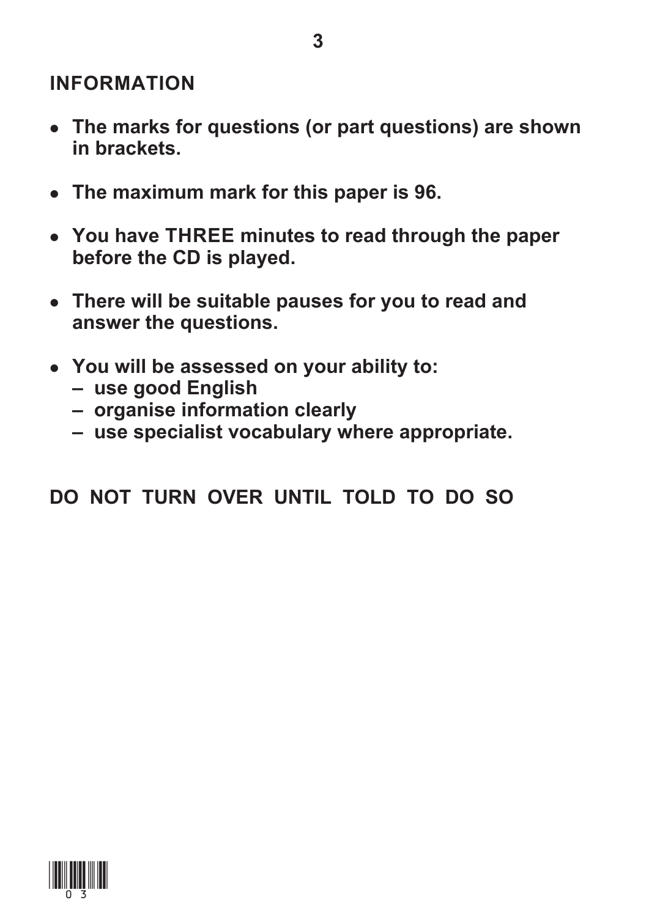## INFORMATION

- **The marks for questions (or part questions) are shown in brackets.**
- **The maximum mark for this paper is 96.**
- **You have THREE minutes to read through the paper before the CD is played.**
- **There will be suitable pauses for you to read and answer the questions.**
- **You will be assessed on your ability to:**
  - **use good English**
  - **organise information clearly**
  - **use specialist vocabulary where appropriate.**

**DO NOT TURN OVER UNTIL TOLD TO DO SO**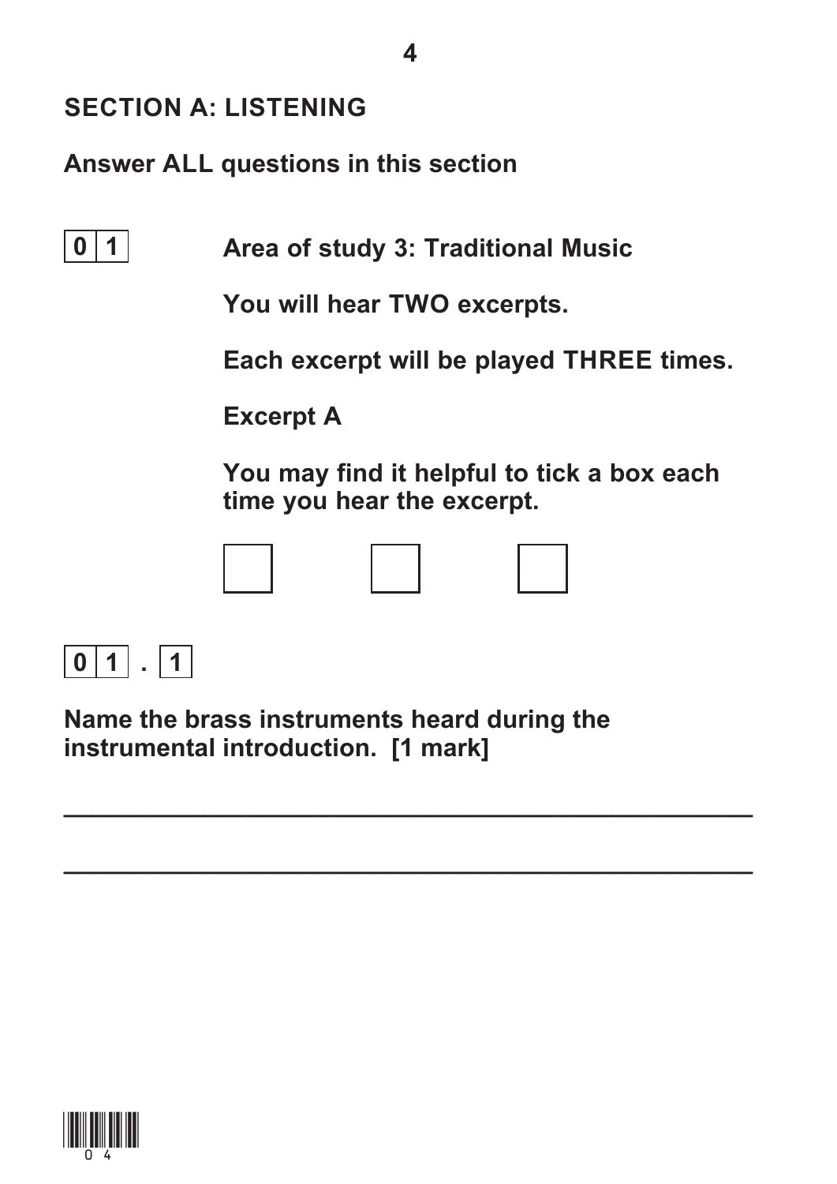## SECTION A: LISTENING

**Answer ALL questions in this section**

**0 1** **Area of study 3: Traditional Music**

**You will hear TWO excerpts.**

**Each excerpt will be played THREE times.**

**Excerpt A**

**You may find it helpful to tick a box each time you hear the excerpt.**

☐ ☐ ☐

**0 1 . 1**

**Name the brass instruments heard during the instrumental introduction. [1 mark]**

_______________________________________________

_______________________________________________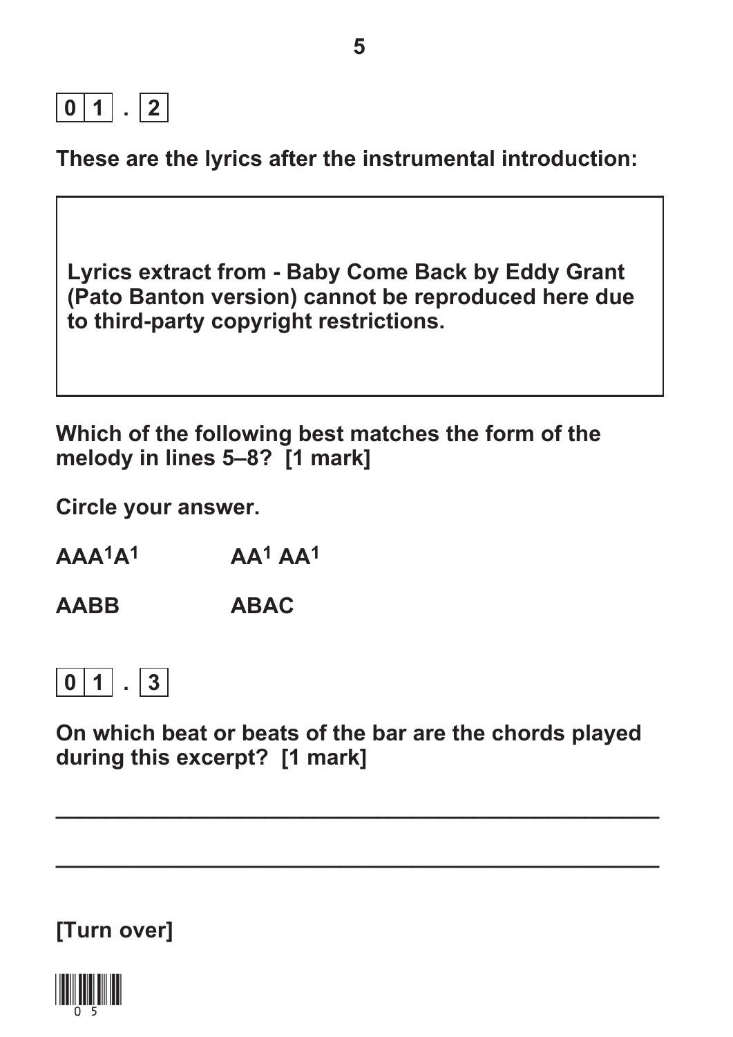**0 1 . 2**

**These are the lyrics after the instrumental introduction:**

> **Lyrics extract from - Baby Come Back by Eddy Grant (Pato Banton version) cannot be reproduced here due to third-party copyright restrictions.**

**Which of the following best matches the form of the melody in lines 5–8? [1 mark]**

**Circle your answer.**

| | |
|---|---|
| **AAA$^1$A$^1$** | **AA$^1$ AA$^1$** |
| **AABB** | **ABAC** |

**0 1 . 3**

**On which beat or beats of the bar are the chords played during this excerpt? [1 mark]**

______________________________________________

______________________________________________

**[Turn over]**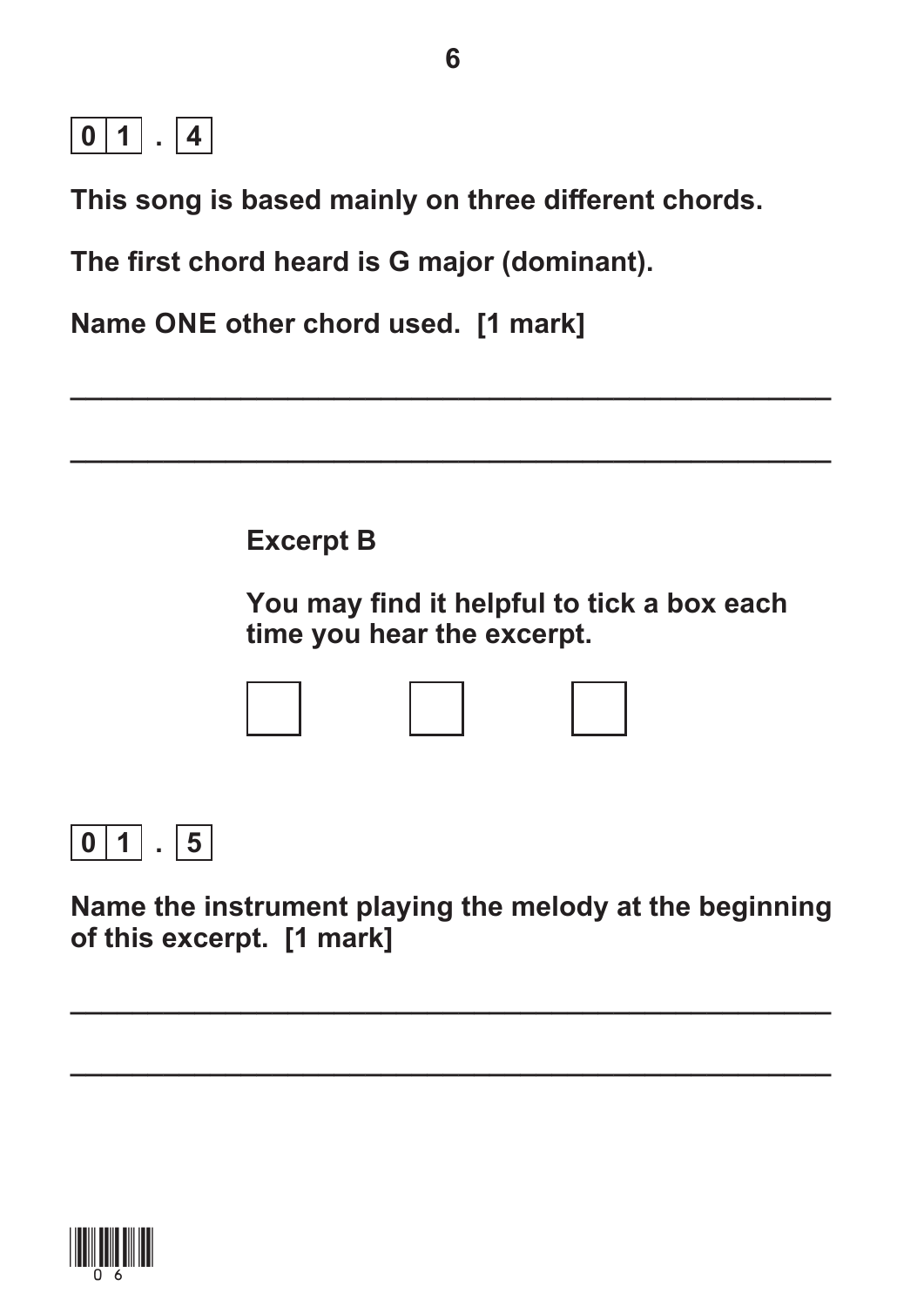**0 1 . 4**

**This song is based mainly on three different chords.**

**The first chord heard is G major (dominant).**

**Name ONE other chord used. [1 mark]**

\_\_\_\_\_\_\_\_\_\_\_\_\_\_\_\_\_\_\_\_\_\_\_\_\_\_\_\_\_\_\_\_\_\_\_\_\_\_\_\_\_\_\_\_\_\_\_\_

\_\_\_\_\_\_\_\_\_\_\_\_\_\_\_\_\_\_\_\_\_\_\_\_\_\_\_\_\_\_\_\_\_\_\_\_\_\_\_\_\_\_\_\_\_\_\_\_

**Excerpt B**

**You may find it helpful to tick a box each time you hear the excerpt.**

☐ ☐ ☐

**0 1 . 5**

**Name the instrument playing the melody at the beginning of this excerpt. [1 mark]**

\_\_\_\_\_\_\_\_\_\_\_\_\_\_\_\_\_\_\_\_\_\_\_\_\_\_\_\_\_\_\_\_\_\_\_\_\_\_\_\_\_\_\_\_\_\_\_\_

\_\_\_\_\_\_\_\_\_\_\_\_\_\_\_\_\_\_\_\_\_\_\_\_\_\_\_\_\_\_\_\_\_\_\_\_\_\_\_\_\_\_\_\_\_\_\_\_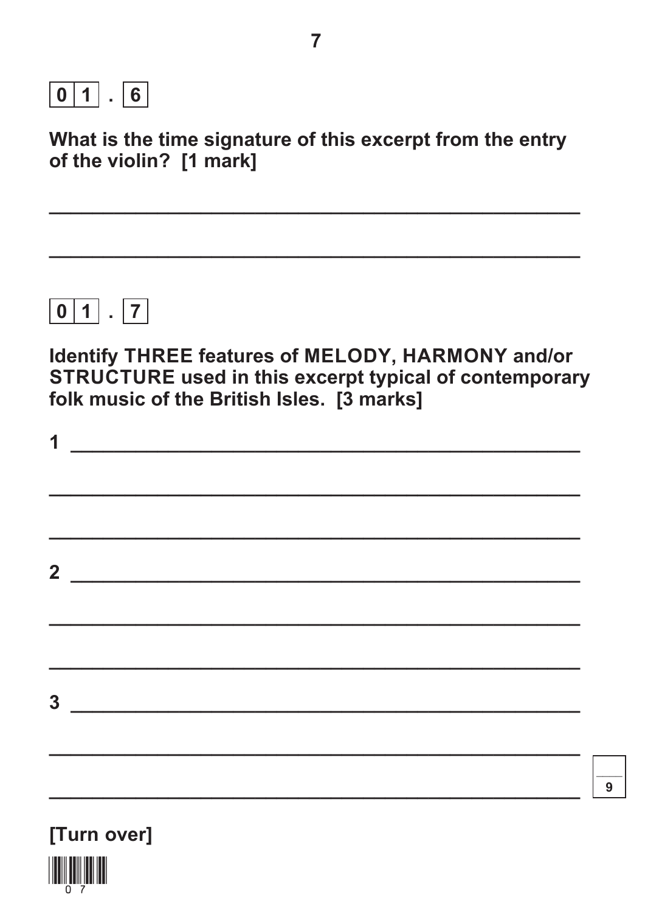## 0 1 . 6

**What is the time signature of this excerpt from the entry of the violin? [1 mark]**

_______________________________________________

_______________________________________________

## 0 1 . 7

**Identify THREE features of MELODY, HARMONY and/or STRUCTURE used in this excerpt typical of contemporary folk music of the British Isles. [3 marks]**

**1** _______________________________________________

_______________________________________________

_______________________________________________

**2** _______________________________________________

_______________________________________________

_______________________________________________

**3** _______________________________________________

_______________________________________________

_______________________________________________

9

**[Turn over]**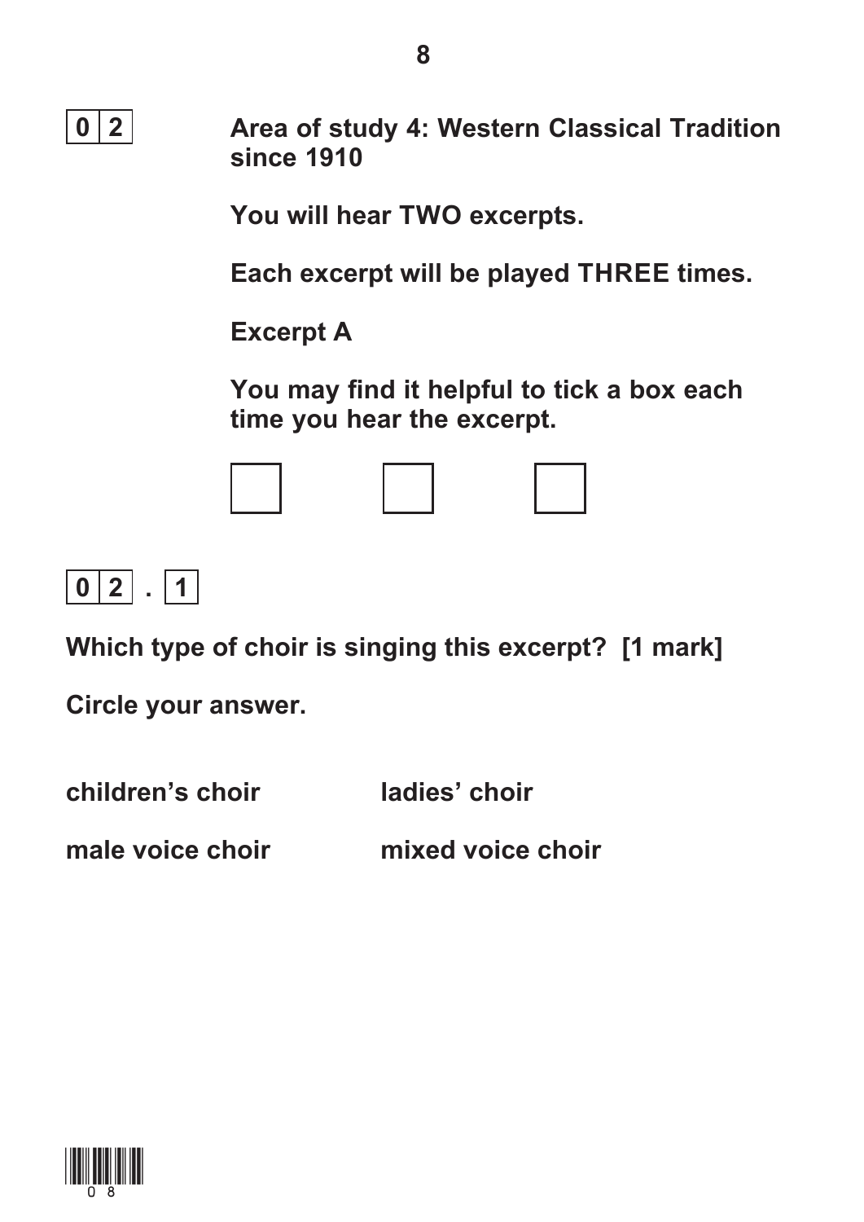**0 2** **Area of study 4: Western Classical Tradition since 1910**

**You will hear TWO excerpts.**

**Each excerpt will be played THREE times.**

**Excerpt A**

**You may find it helpful to tick a box each time you hear the excerpt.**

☐ ☐ ☐

**0 2 . 1**

**Which type of choir is singing this excerpt? [1 mark]**

**Circle your answer.**

| | |
|---|---|
| **children's choir** | **ladies' choir** |
| **male voice choir** | **mixed voice choir** |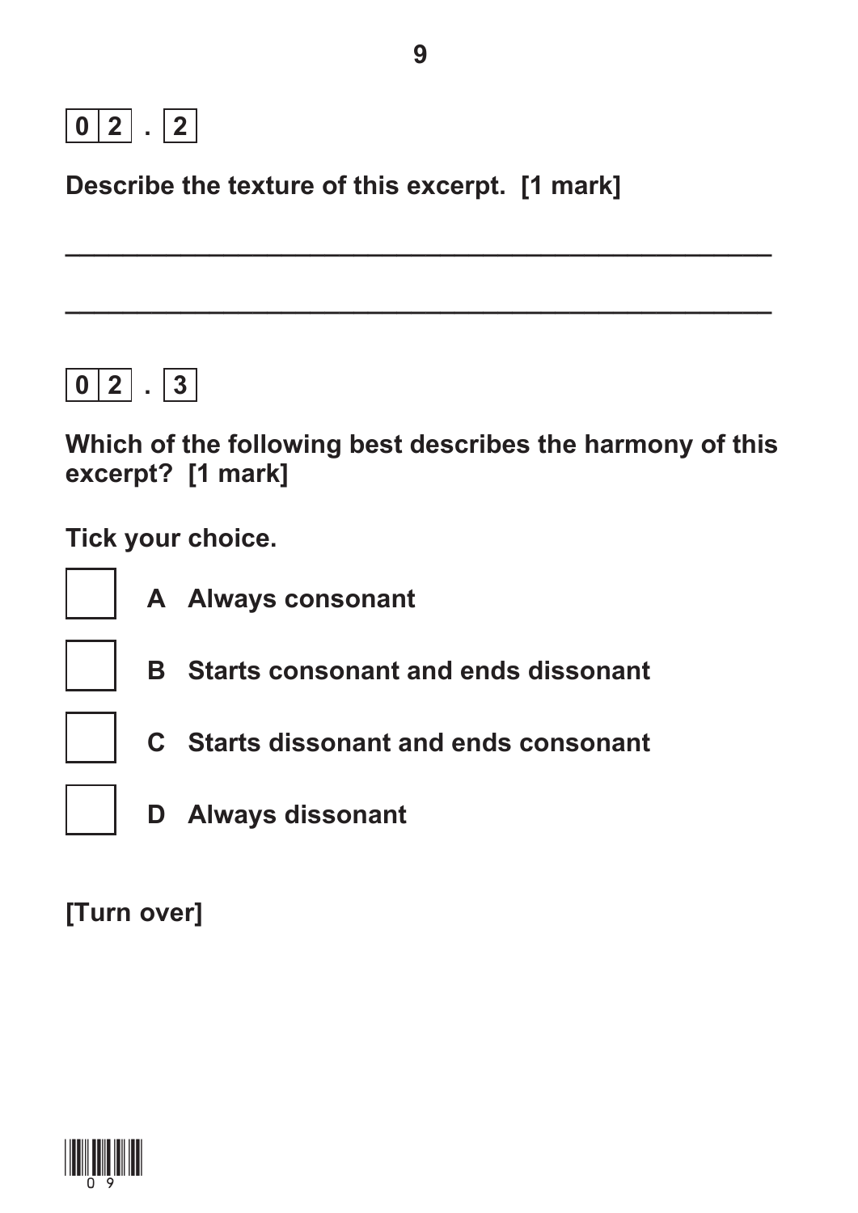**0 2 . 2**

**Describe the texture of this excerpt. [1 mark]**

_______________________________________________

_______________________________________________

**0 2 . 3**

**Which of the following best describes the harmony of this excerpt? [1 mark]**

**Tick your choice.**

- [ ] **A Always consonant**
- [ ] **B Starts consonant and ends dissonant**
- [ ] **C Starts dissonant and ends consonant**
- [ ] **D Always dissonant**

**[Turn over]**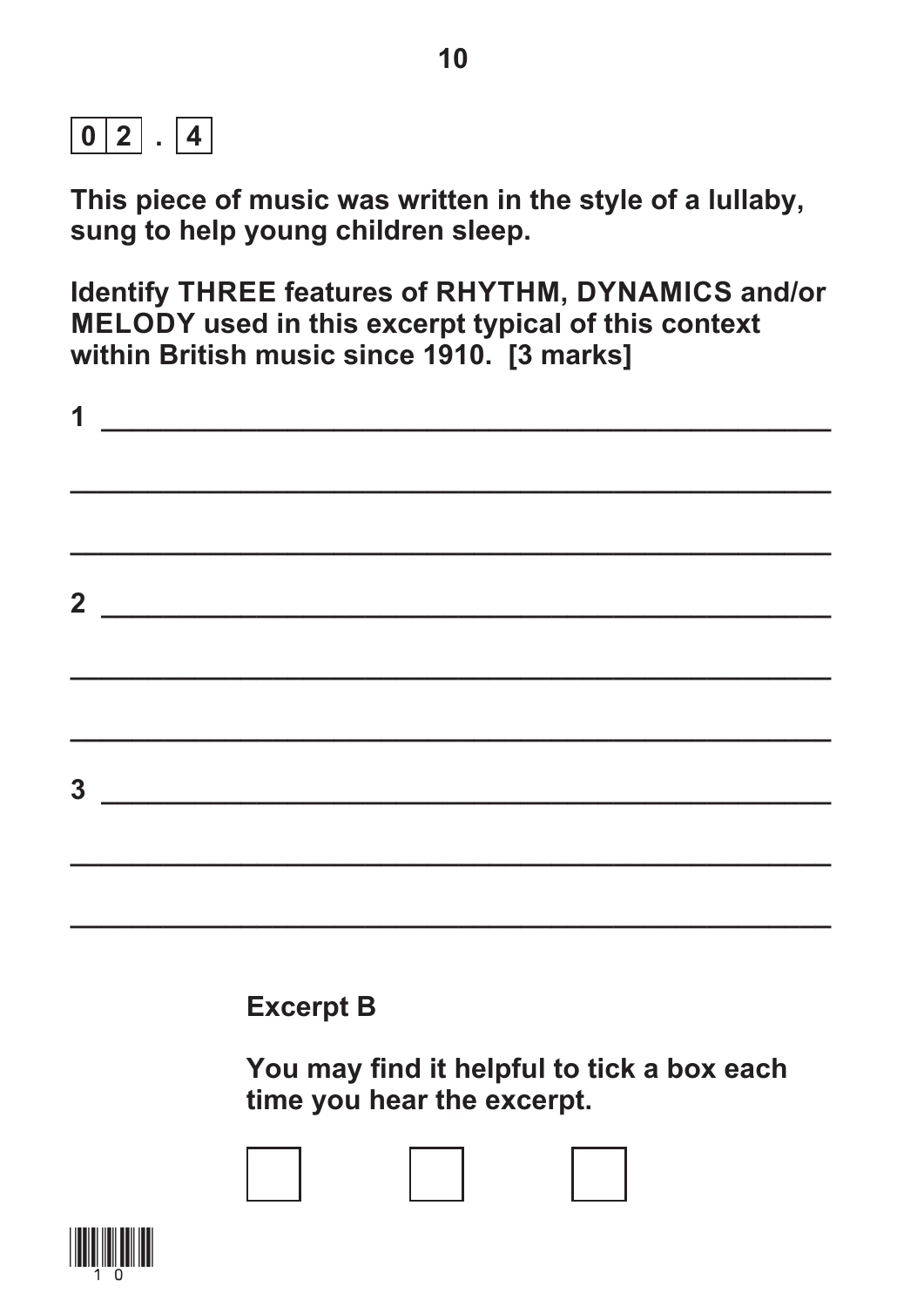**0 2 . 4**

**This piece of music was written in the style of a lullaby, sung to help young children sleep.**

**Identify THREE features of RHYTHM, DYNAMICS and/or MELODY used in this excerpt typical of this context within British music since 1910. [3 marks]**

1 ______________________________________________

______________________________________________

______________________________________________

2 ______________________________________________

______________________________________________

______________________________________________

3 ______________________________________________

______________________________________________

______________________________________________

**Excerpt B**

**You may find it helpful to tick a box each time you hear the excerpt.**

☐ ☐ ☐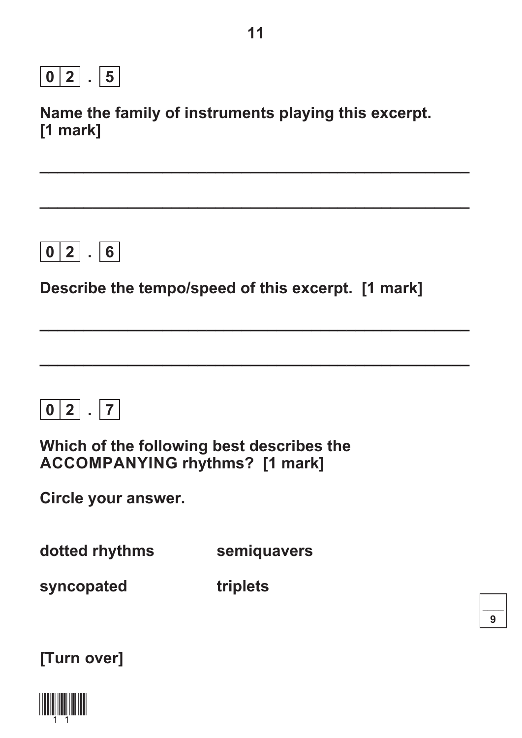**0 2 . 5**

**Name the family of instruments playing this excerpt. [1 mark]**

____________________________________________

____________________________________________

**0 2 . 6**

**Describe the tempo/speed of this excerpt. [1 mark]**

____________________________________________

____________________________________________

**0 2 . 7**

**Which of the following best describes the ACCOMPANYING rhythms? [1 mark]**

**Circle your answer.**

**dotted rhythms** **semiquavers**

**syncopated** **triplets**

**[Turn over]**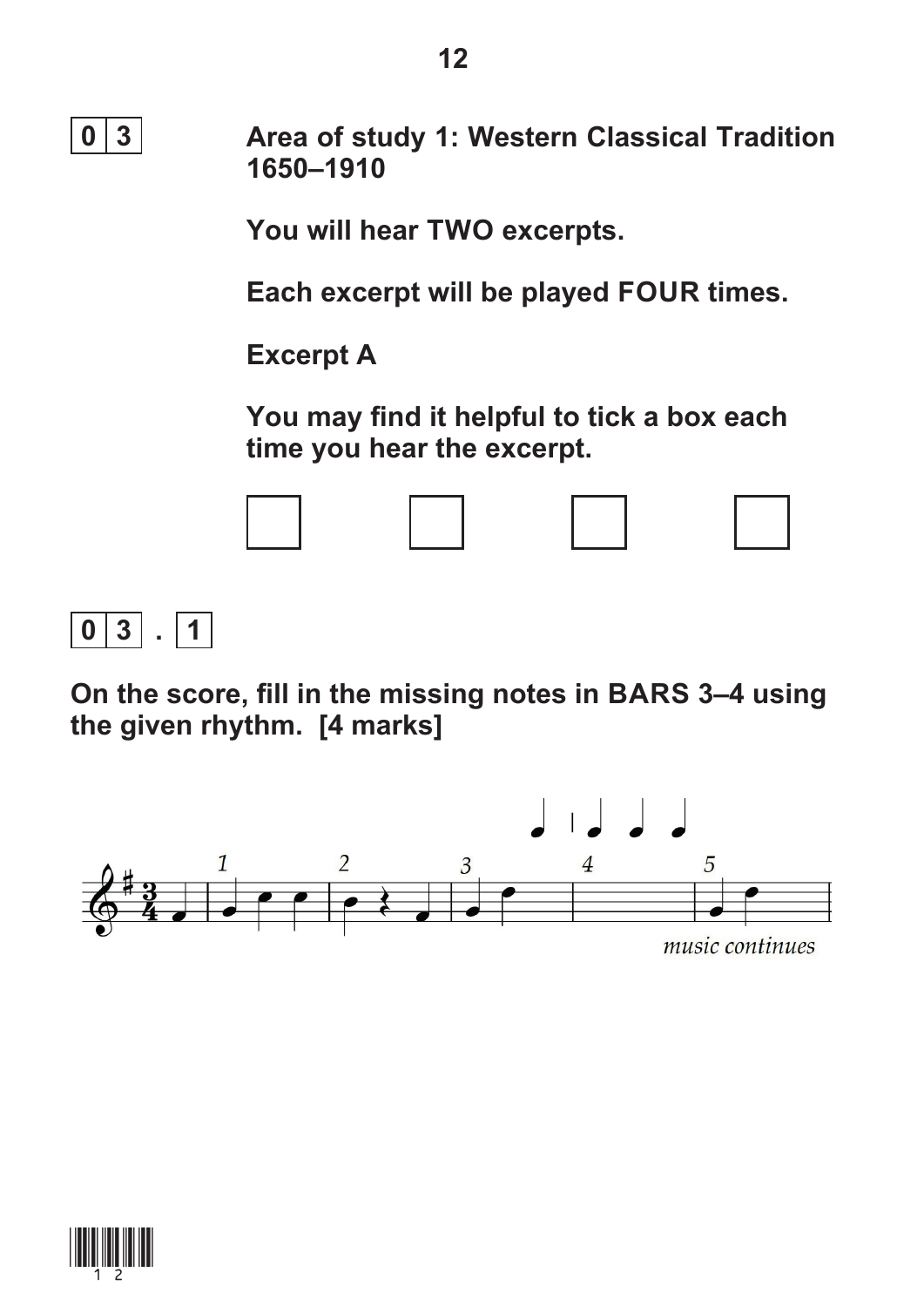**0 3** **Area of study 1: Western Classical Tradition 1650–1910**

**You will hear TWO excerpts.**

**Each excerpt will be played FOUR times.**

**Excerpt A**

**You may find it helpful to tick a box each time you hear the excerpt.**

☐ ☐ ☐ ☐

**0 3 . 1**

**On the score, fill in the missing notes in BARS 3–4 using the given rhythm. [4 marks]**

*music continues*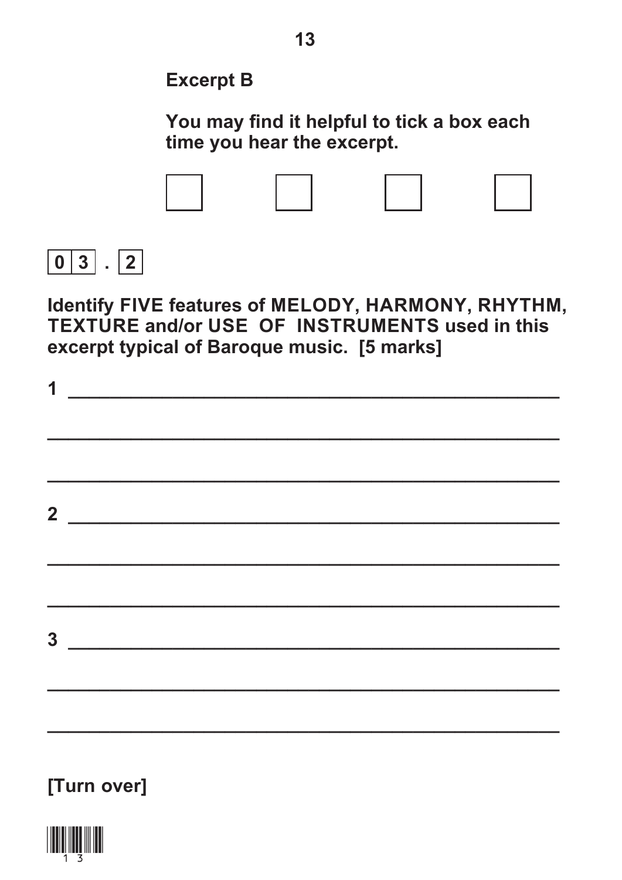**Excerpt B**

**You may find it helpful to tick a box each time you hear the excerpt.**

☐ ☐ ☐ ☐

**0 3 . 2**

**Identify FIVE features of MELODY, HARMONY, RHYTHM, TEXTURE and/or USE OF INSTRUMENTS used in this excerpt typical of Baroque music. [5 marks]**

1 ______________________________________________

______________________________________________

______________________________________________

2 ______________________________________________

______________________________________________

______________________________________________

3 ______________________________________________

______________________________________________

______________________________________________

**[Turn over]**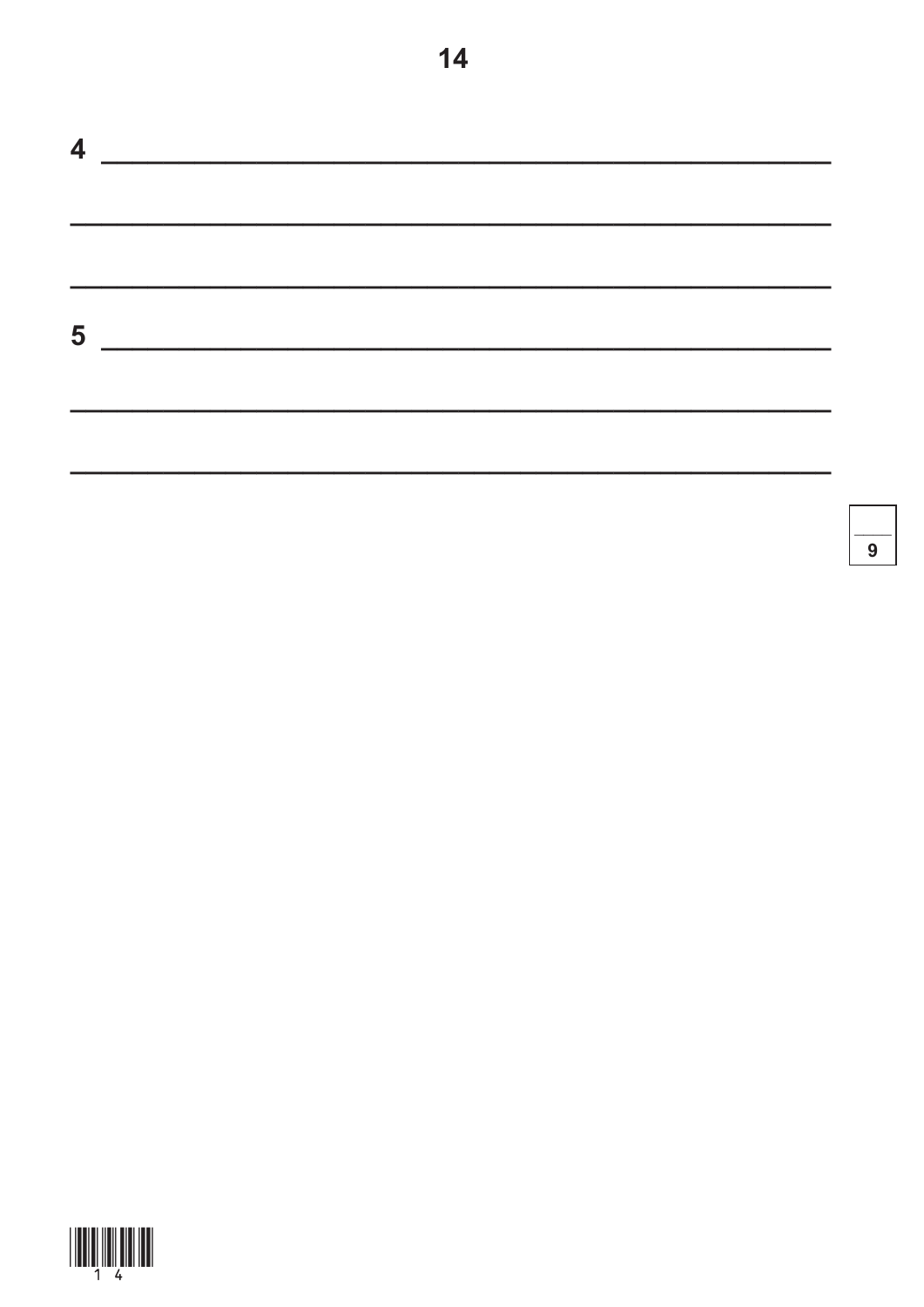4 ______________________________________________

______________________________________________

______________________________________________

5 ______________________________________________

______________________________________________

______________________________________________

9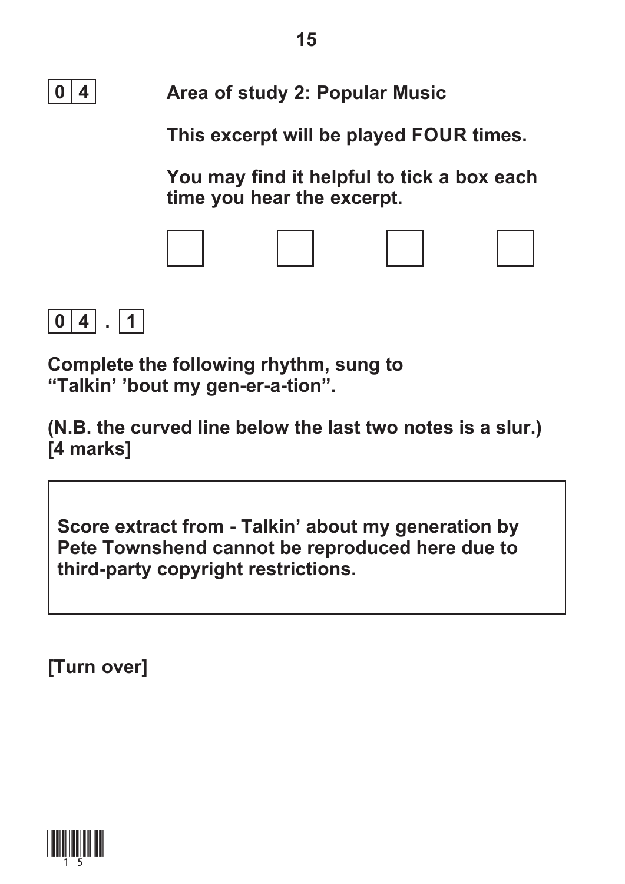**0 4** **Area of study 2: Popular Music**

**This excerpt will be played FOUR times.**

**You may find it helpful to tick a box each time you hear the excerpt.**

☐ ☐ ☐ ☐

**0 4 . 1**

**Complete the following rhythm, sung to "Talkin' 'bout my gen-er-a-tion".**

**(N.B. the curved line below the last two notes is a slur.) [4 marks]**

> **Score extract from - Talkin' about my generation by Pete Townshend cannot be reproduced here due to third-party copyright restrictions.**

**[Turn over]**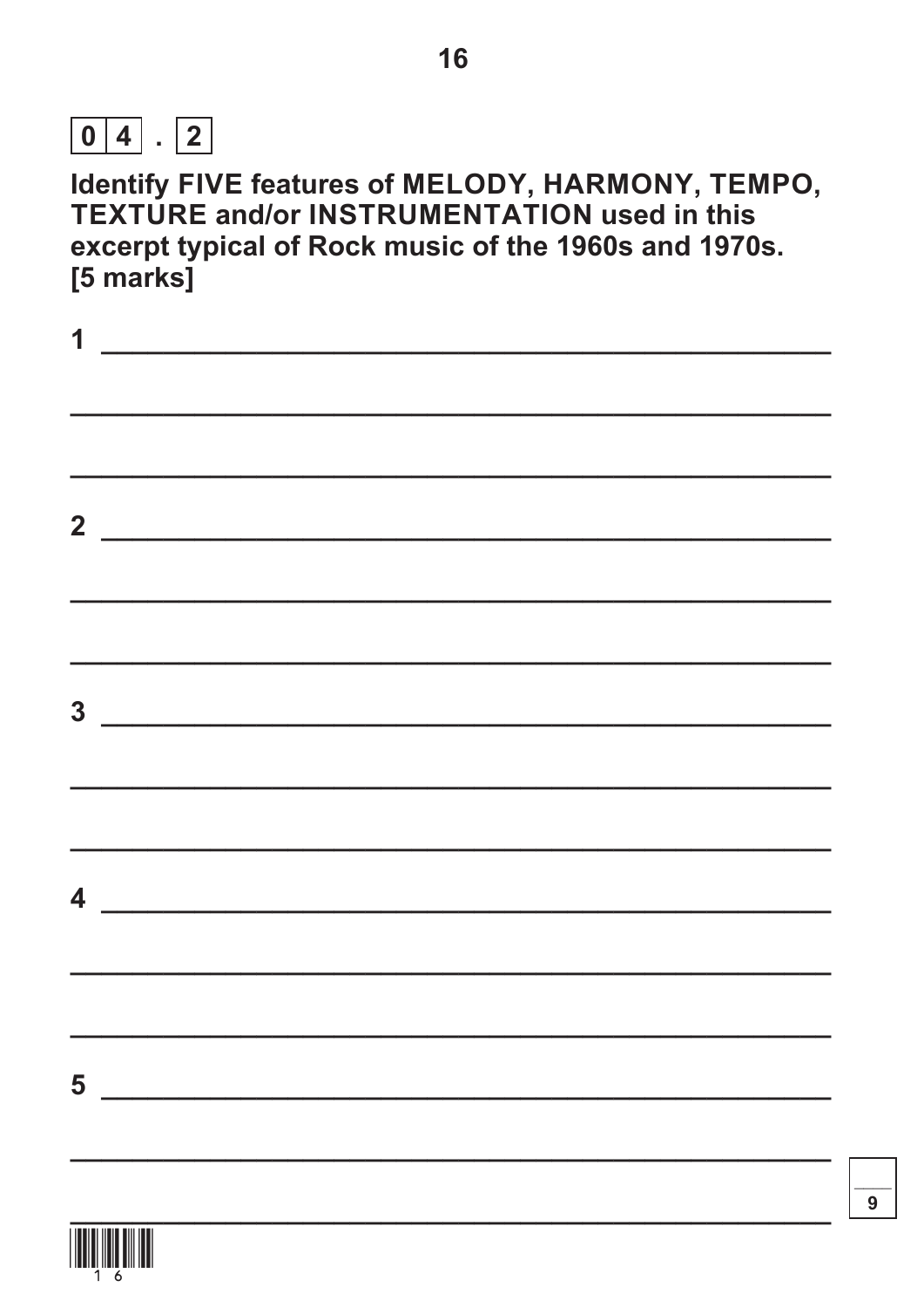**0 4 . 2**

**Identify FIVE features of MELODY, HARMONY, TEMPO, TEXTURE and/or INSTRUMENTATION used in this excerpt typical of Rock music of the 1960s and 1970s.**
**[5 marks]**

**1** ______________________________________________

______________________________________________

______________________________________________

**2** ______________________________________________

______________________________________________

______________________________________________

**3** ______________________________________________

______________________________________________

______________________________________________

**4** ______________________________________________

______________________________________________

______________________________________________

**5** ______________________________________________

______________________________________________

______________________________________________

9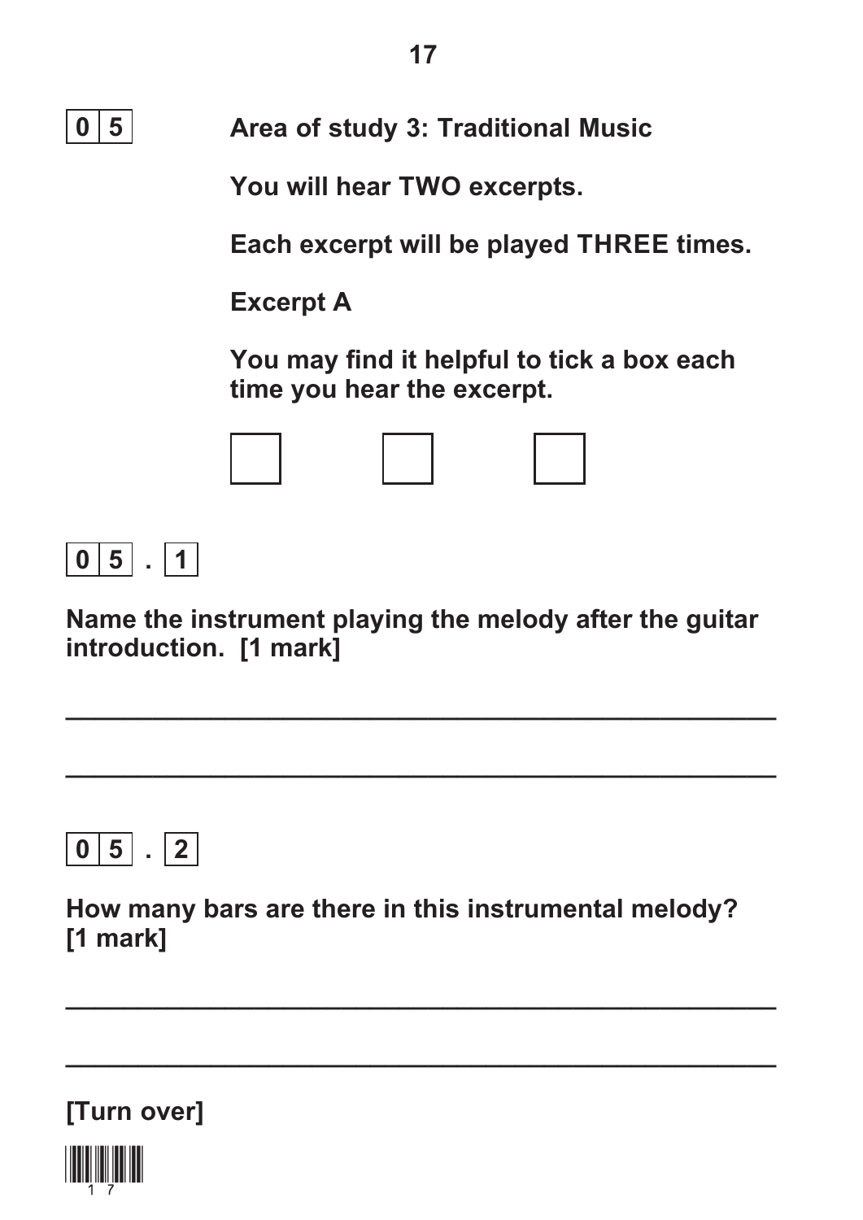**0 5** **Area of study 3: Traditional Music**

**You will hear TWO excerpts.**

**Each excerpt will be played THREE times.**

**Excerpt A**

**You may find it helpful to tick a box each time you hear the excerpt.**

☐ ☐ ☐

**0 5 . 1**

**Name the instrument playing the melody after the guitar introduction. [1 mark]**

____________________________________________

____________________________________________

**0 5 . 2**

**How many bars are there in this instrumental melody? [1 mark]**

____________________________________________

____________________________________________

**[Turn over]**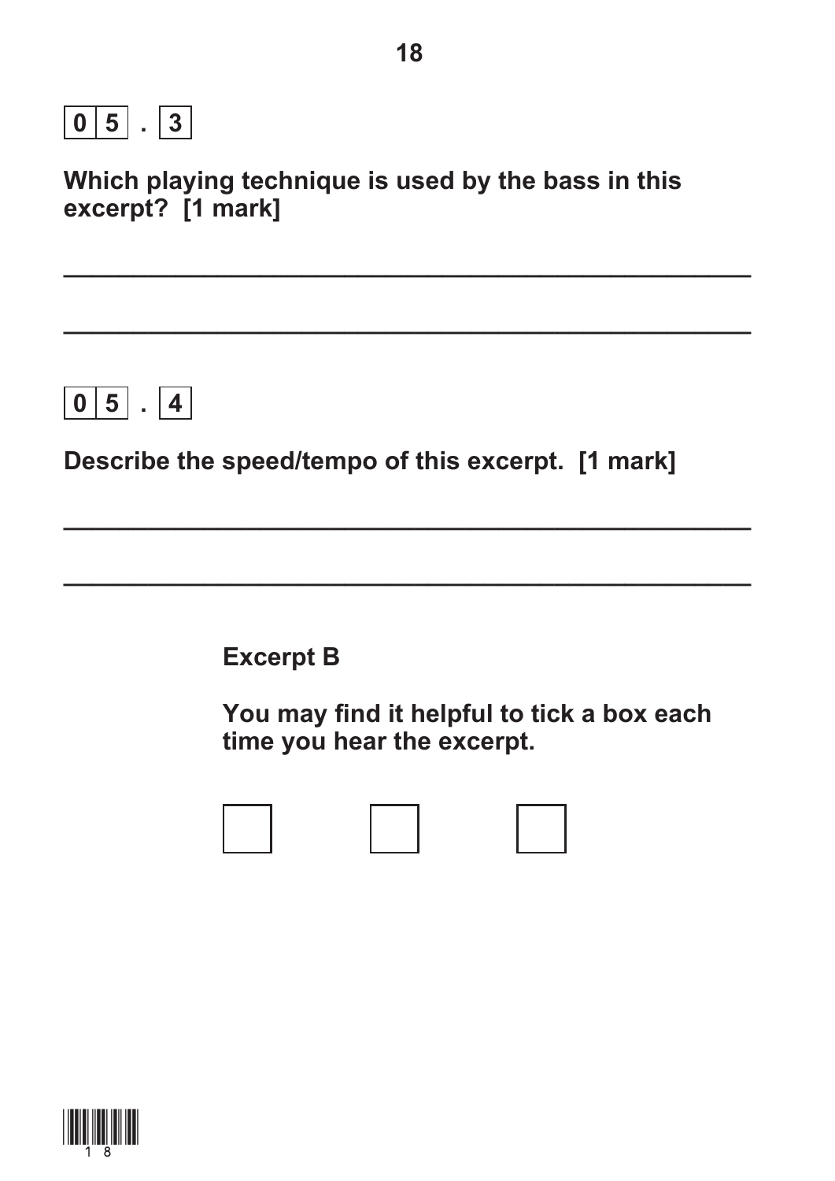**0 5 . 3**

**Which playing technique is used by the bass in this excerpt? [1 mark]**

_______________________________________________

_______________________________________________

**0 5 . 4**

**Describe the speed/tempo of this excerpt. [1 mark]**

_______________________________________________

_______________________________________________

**Excerpt B**

**You may find it helpful to tick a box each time you hear the excerpt.**

☐ ☐ ☐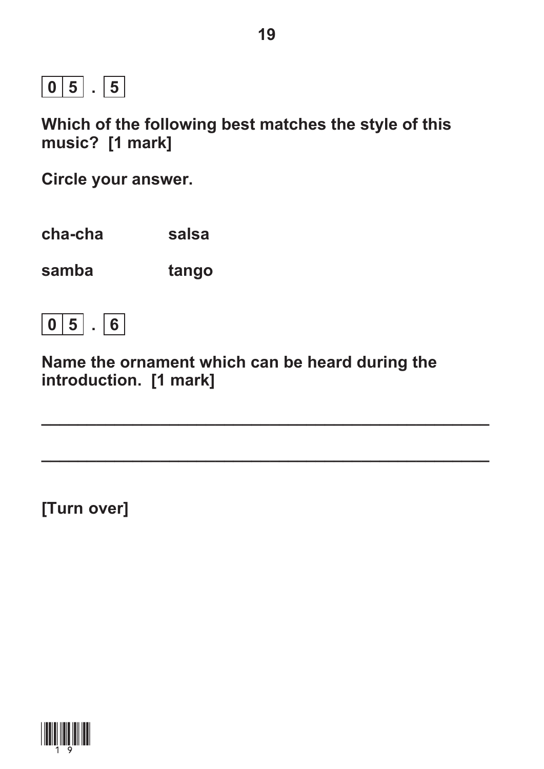**0 5 . 5**

**Which of the following best matches the style of this music? [1 mark]**

**Circle your answer.**

| | |
|---|---|
| **cha-cha** | **salsa** |
| **samba** | **tango** |

**0 5 . 6**

**Name the ornament which can be heard during the introduction. [1 mark]**

_______________________________________________

_______________________________________________

**[Turn over]**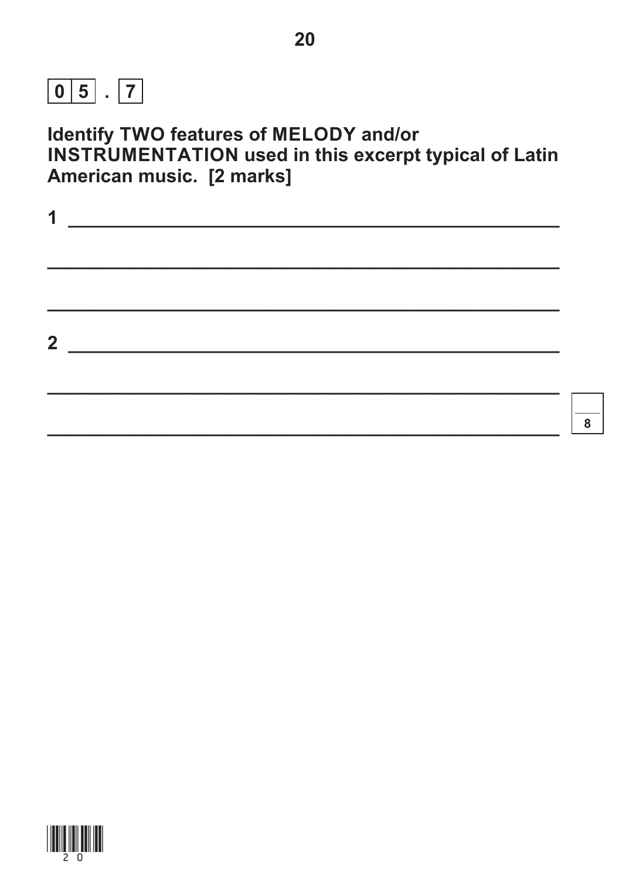**0 5 . 7**

**Identify TWO features of MELODY and/or INSTRUMENTATION used in this excerpt typical of Latin American music. [2 marks]**

1 ______________________________________________

______________________________________________

______________________________________________

2 ______________________________________________

______________________________________________

______________________________________________

8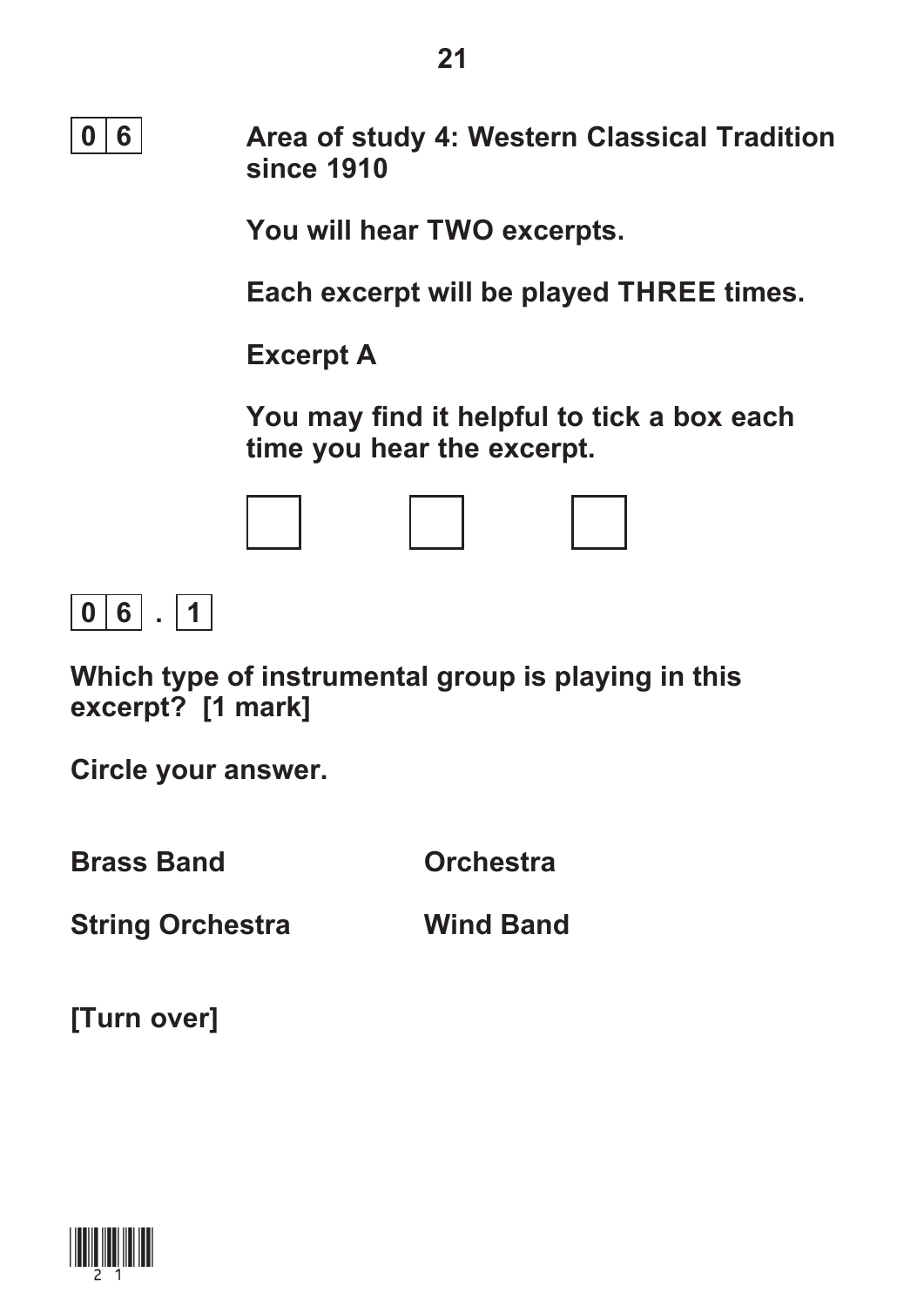**0 6** **Area of study 4: Western Classical Tradition since 1910**

**You will hear TWO excerpts.**

**Each excerpt will be played THREE times.**

**Excerpt A**

**You may find it helpful to tick a box each time you hear the excerpt.**

☐ ☐ ☐

**0 6 . 1**

**Which type of instrumental group is playing in this excerpt? [1 mark]**

**Circle your answer.**

**Brass Band** **Orchestra**

**String Orchestra** **Wind Band**

**[Turn over]**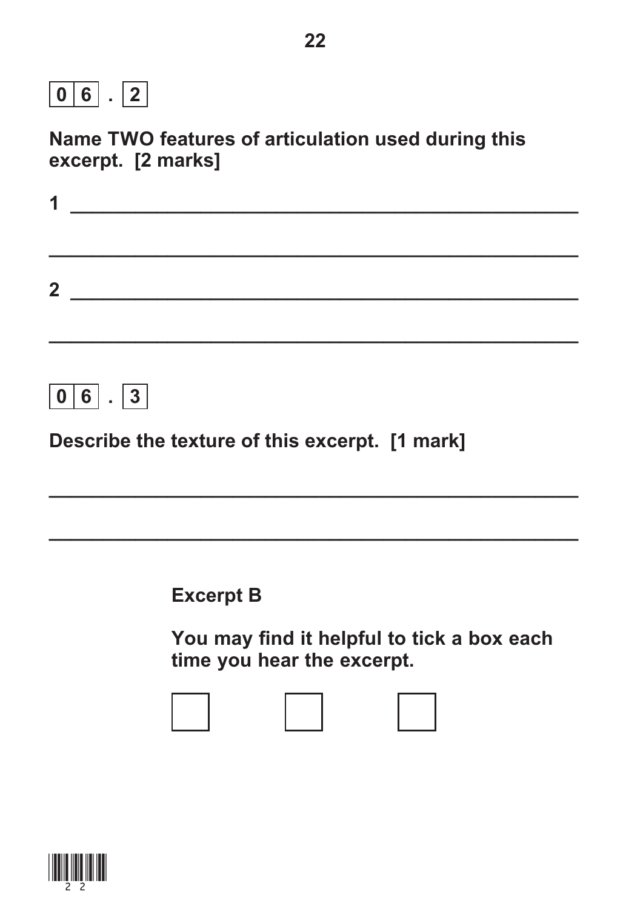**0 6 . 2**

**Name TWO features of articulation used during this excerpt. [2 marks]**

**1** ____________________________________________

____________________________________________

**2** ____________________________________________

____________________________________________

**0 6 . 3**

**Describe the texture of this excerpt. [1 mark]**

____________________________________________

____________________________________________

**Excerpt B**

**You may find it helpful to tick a box each time you hear the excerpt.**

☐ ☐ ☐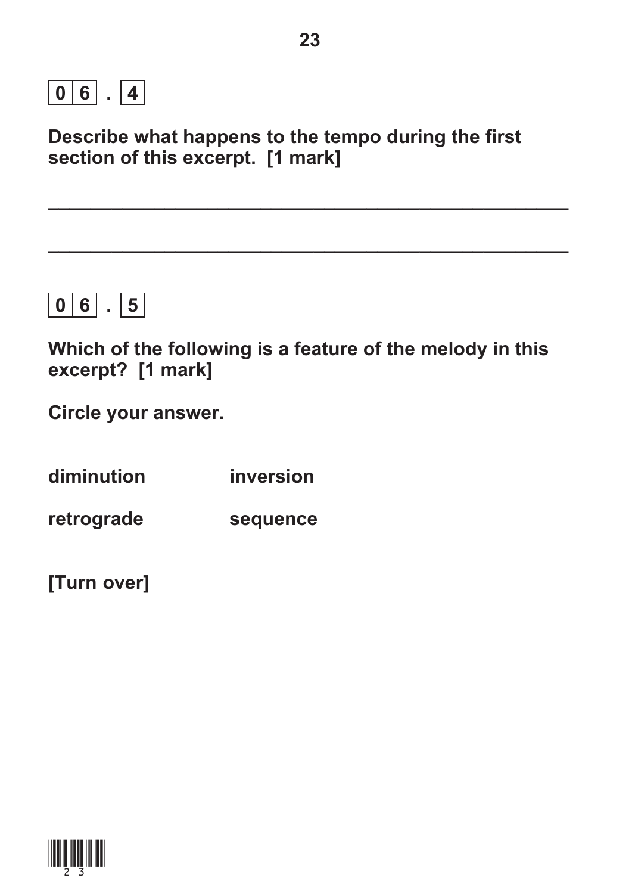**0 6 . 4**

**Describe what happens to the tempo during the first section of this excerpt. [1 mark]**

_______________________________________________

_______________________________________________

**0 6 . 5**

**Which of the following is a feature of the melody in this excerpt? [1 mark]**

**Circle your answer.**

| | |
|---|---|
| **diminution** | **inversion** |
| **retrograde** | **sequence** |

**[Turn over]**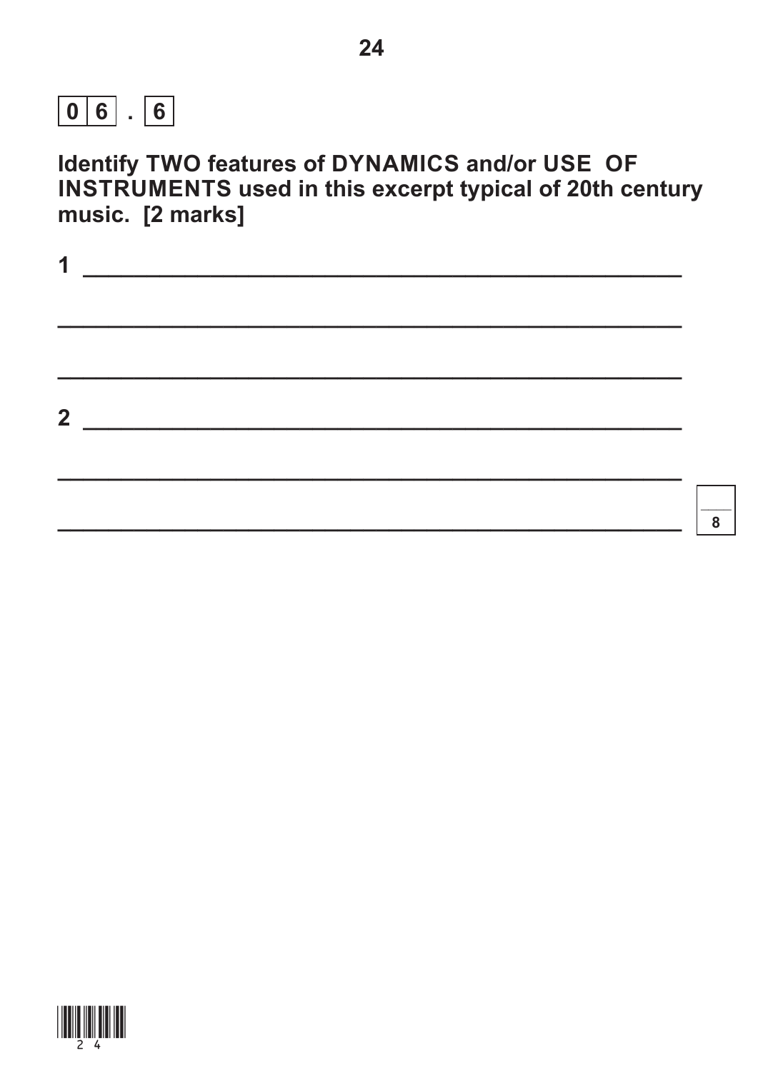**0 6 . 6**

**Identify TWO features of DYNAMICS and/or USE OF INSTRUMENTS used in this excerpt typical of 20th century music. [2 marks]**

1 ____________________________________________

____________________________________________

____________________________________________

2 ____________________________________________

____________________________________________

____________________________________________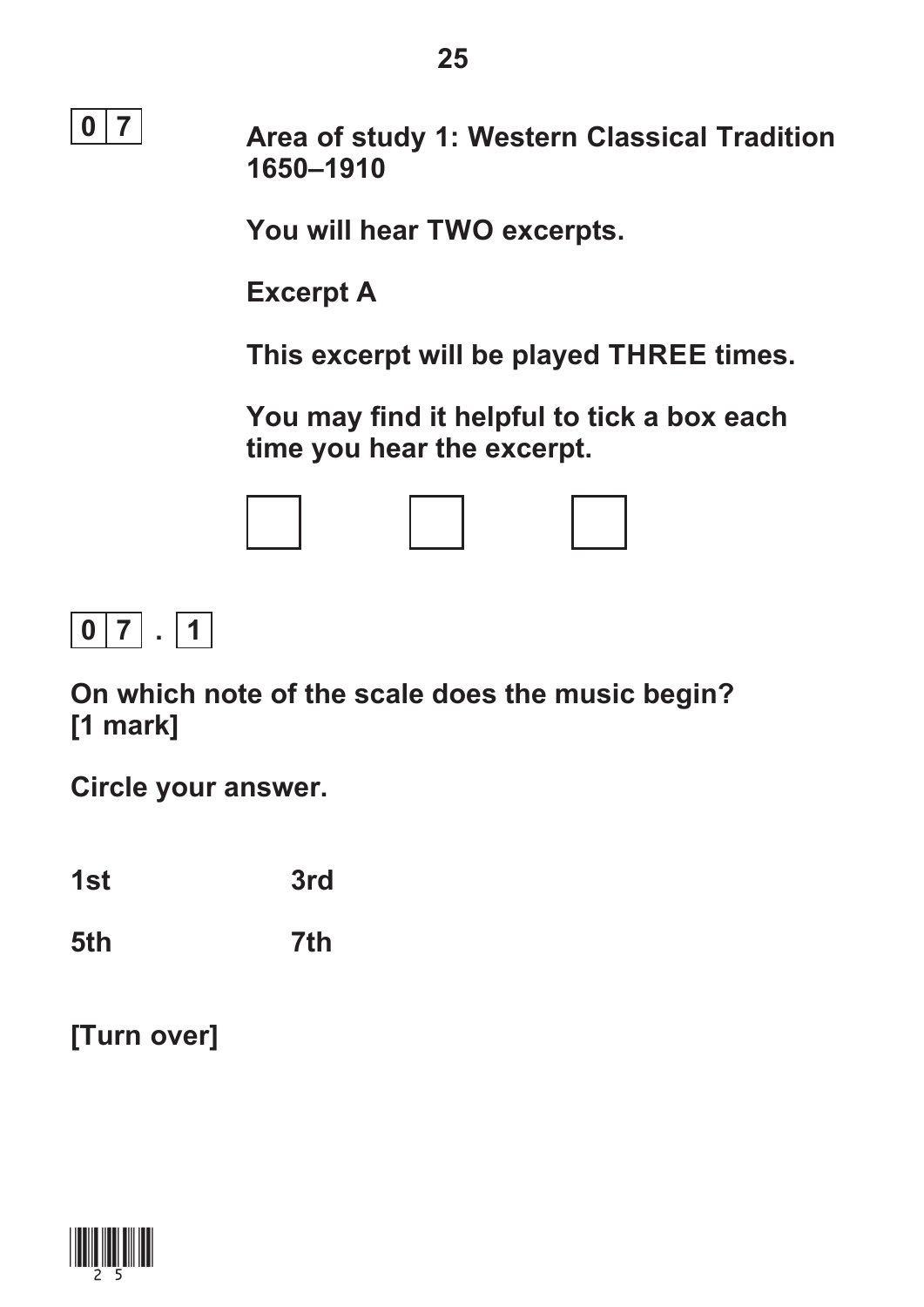**0 7**

**Area of study 1: Western Classical Tradition 1650–1910**

**You will hear TWO excerpts.**

**Excerpt A**

**This excerpt will be played THREE times.**

**You may find it helpful to tick a box each time you hear the excerpt.**

☐ ☐ ☐

**0 7 . 1**

**On which note of the scale does the music begin?**
**[1 mark]**

**Circle your answer.**

| | |
|---|---|
| **1st** | **3rd** |
| **5th** | **7th** |

**[Turn over]**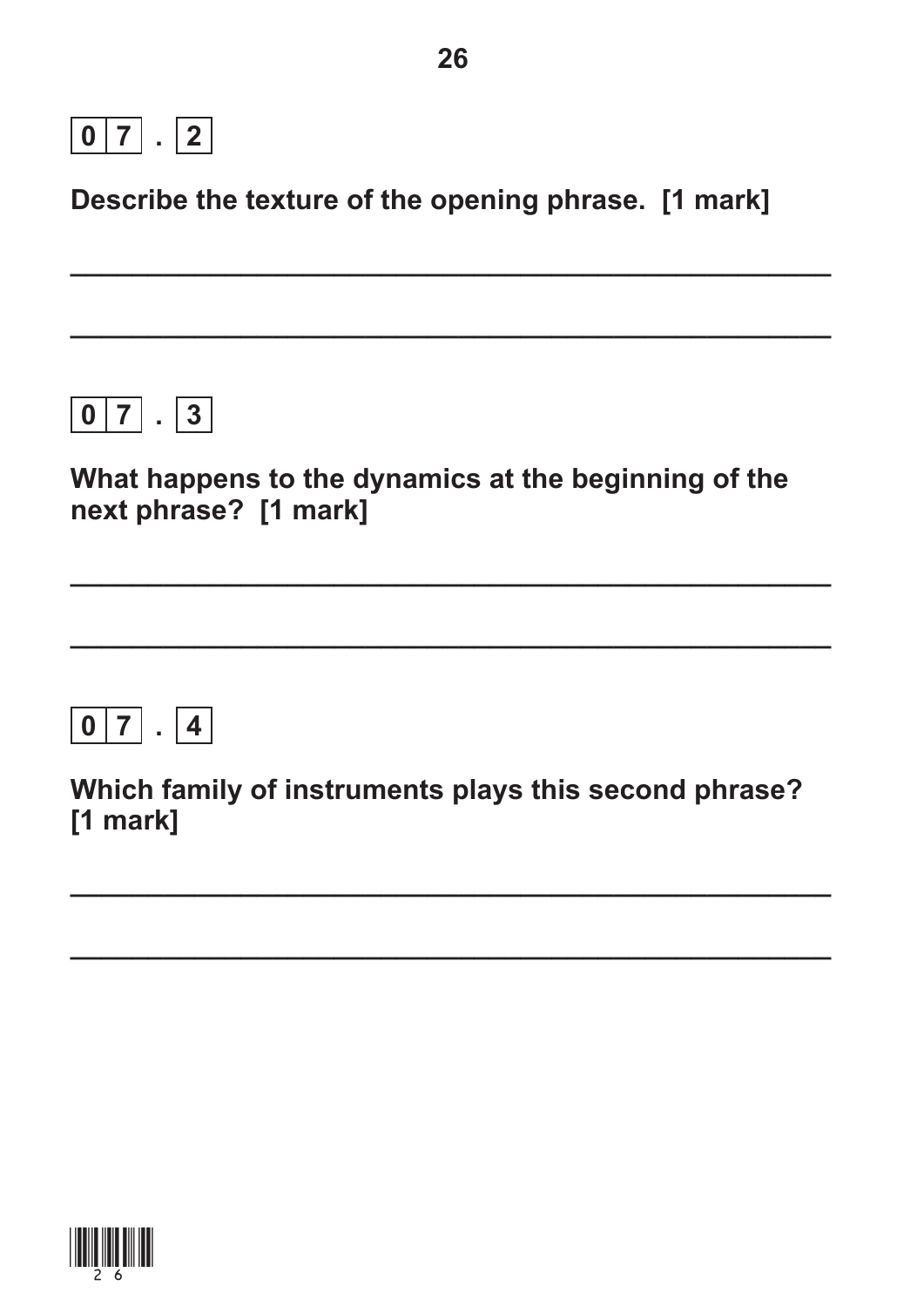**0 7 . 2**

**Describe the texture of the opening phrase. [1 mark]**

______________________________________________

______________________________________________

**0 7 . 3**

**What happens to the dynamics at the beginning of the next phrase? [1 mark]**

______________________________________________

______________________________________________

**0 7 . 4**

**Which family of instruments plays this second phrase? [1 mark]**

______________________________________________

______________________________________________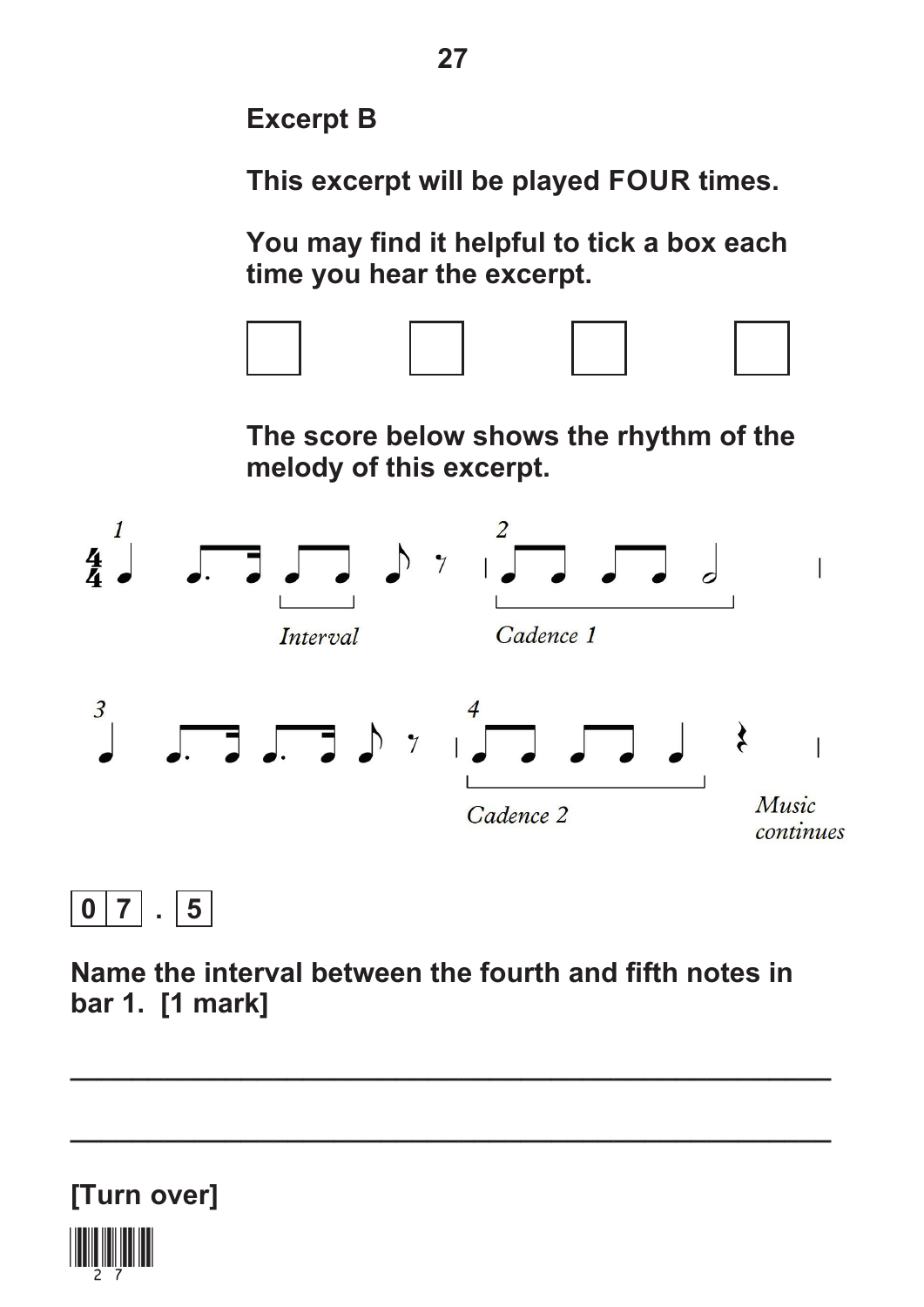**Excerpt B**

**This excerpt will be played FOUR times.**

**You may find it helpful to tick a box each time you hear the excerpt.**

☐ ☐ ☐ ☐

**The score below shows the rhythm of the melody of this excerpt.**

*Interval*

*Cadence 1*

*Cadence 2*

*Music continues*

**0 7 . 5**

**Name the interval between the fourth and fifth notes in bar 1. [1 mark]**

______________________________________________

______________________________________________

**[Turn over]**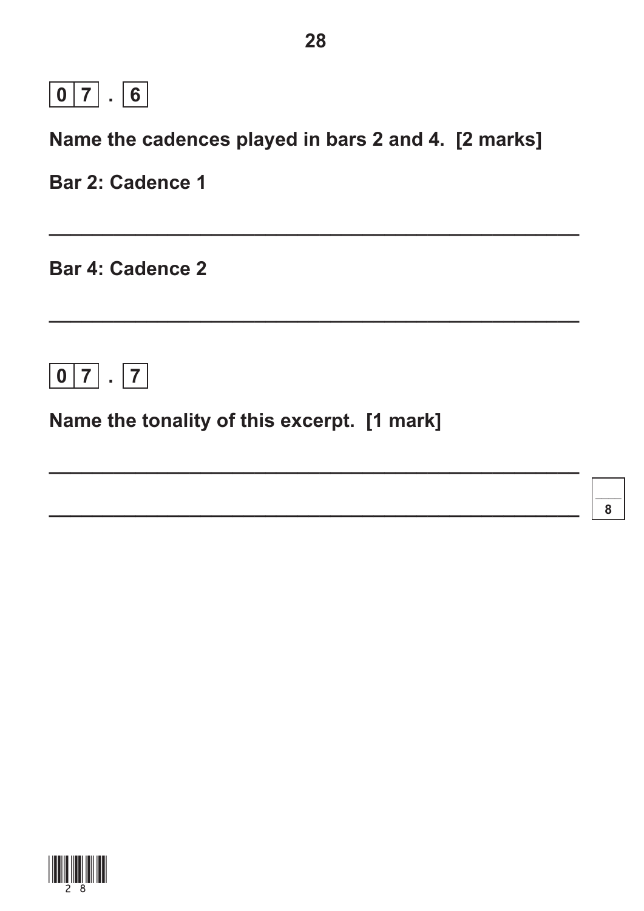**0 7 . 6**

**Name the cadences played in bars 2 and 4. [2 marks]**

**Bar 2: Cadence 1**

______________________________________________

**Bar 4: Cadence 2**

______________________________________________

**0 7 . 7**

**Name the tonality of this excerpt. [1 mark]**

______________________________________________

______________________________________________

8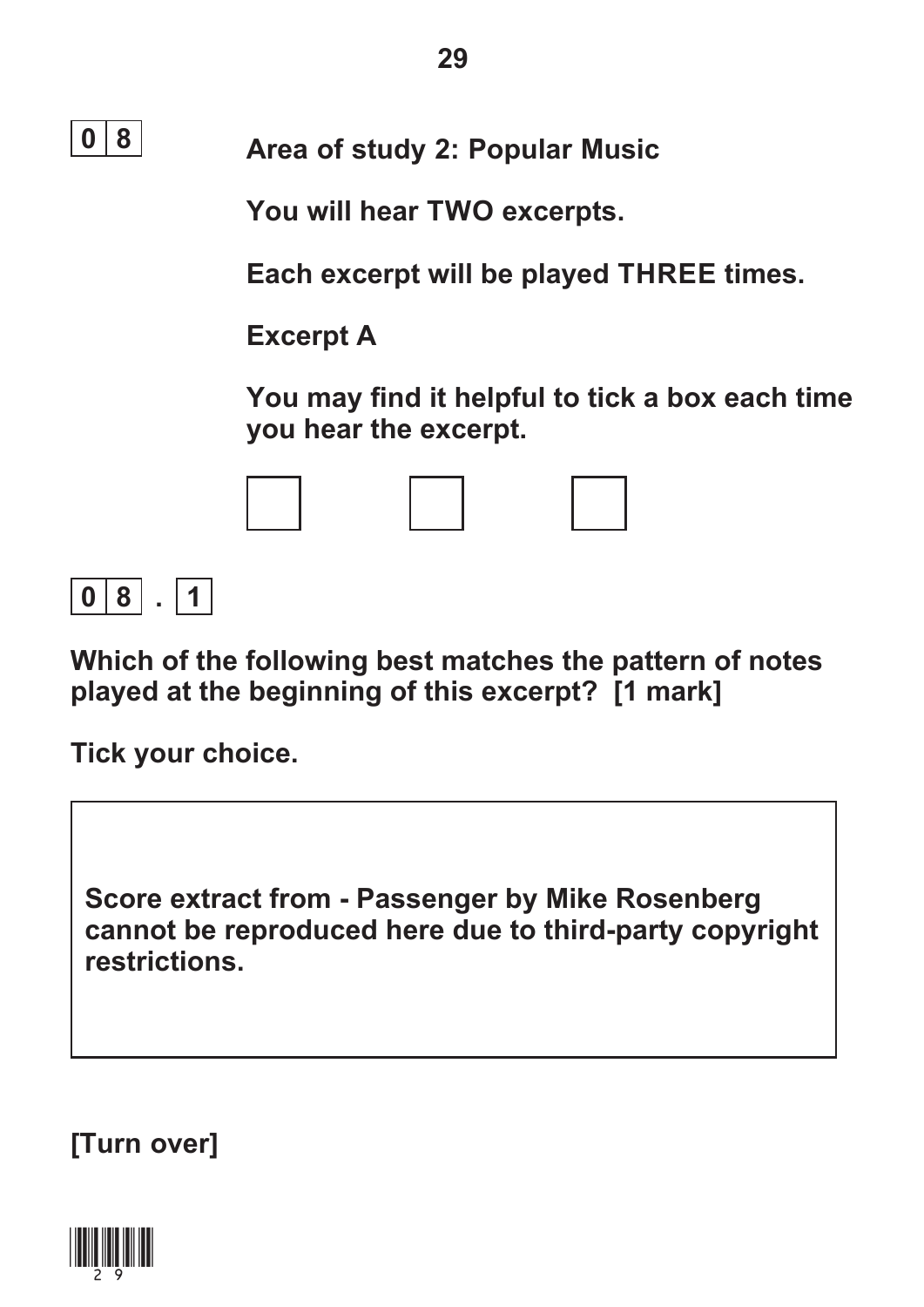**0 8**

## Area of study 2: Popular Music

**You will hear TWO excerpts.**

**Each excerpt will be played THREE times.**

**Excerpt A**

**You may find it helpful to tick a box each time you hear the excerpt.**

☐ ☐ ☐

**0 8 . 1**

**Which of the following best matches the pattern of notes played at the beginning of this excerpt? [1 mark]**

**Tick your choice.**

**Score extract from - Passenger by Mike Rosenberg cannot be reproduced here due to third-party copyright restrictions.**

**[Turn over]**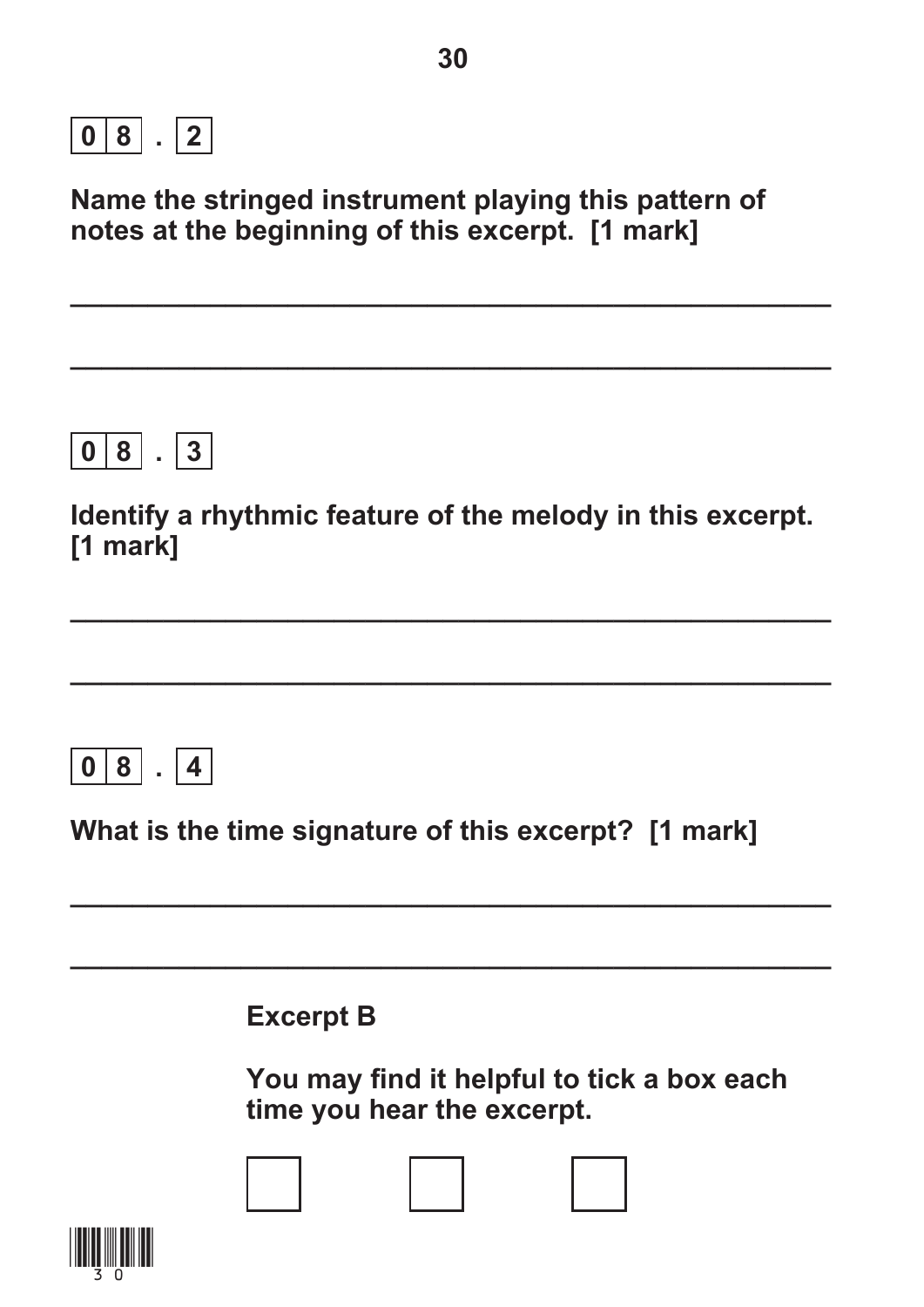**0 8 . 2**

**Name the stringed instrument playing this pattern of notes at the beginning of this excerpt. [1 mark]**

______________________________________________

______________________________________________

**0 8 . 3**

**Identify a rhythmic feature of the melody in this excerpt. [1 mark]**

______________________________________________

______________________________________________

**0 8 . 4**

**What is the time signature of this excerpt? [1 mark]**

______________________________________________

______________________________________________

**Excerpt B**

**You may find it helpful to tick a box each time you hear the excerpt.**

☐ ☐ ☐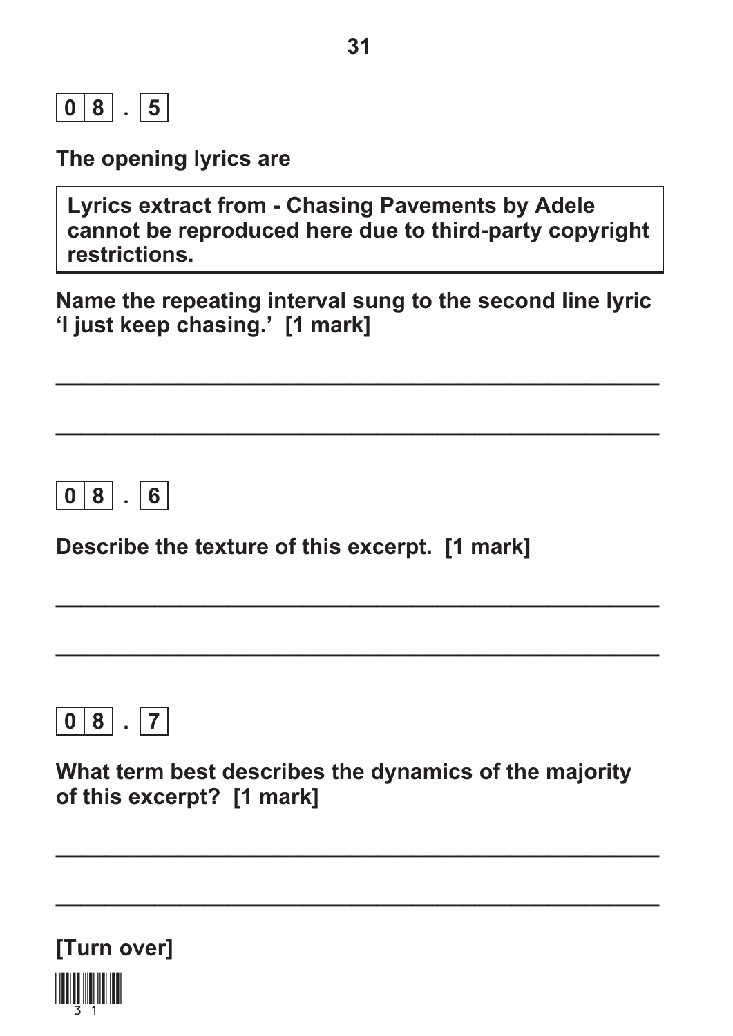**0 8 . 5**

**The opening lyrics are**

> **Lyrics extract from - Chasing Pavements by Adele cannot be reproduced here due to third-party copyright restrictions.**

**Name the repeating interval sung to the second line lyric 'I just keep chasing.' [1 mark]**

_______________________________________________

_______________________________________________

**0 8 . 6**

**Describe the texture of this excerpt. [1 mark]**

_______________________________________________

_______________________________________________

**0 8 . 7**

**What term best describes the dynamics of the majority of this excerpt? [1 mark]**

_______________________________________________

_______________________________________________

**[Turn over]**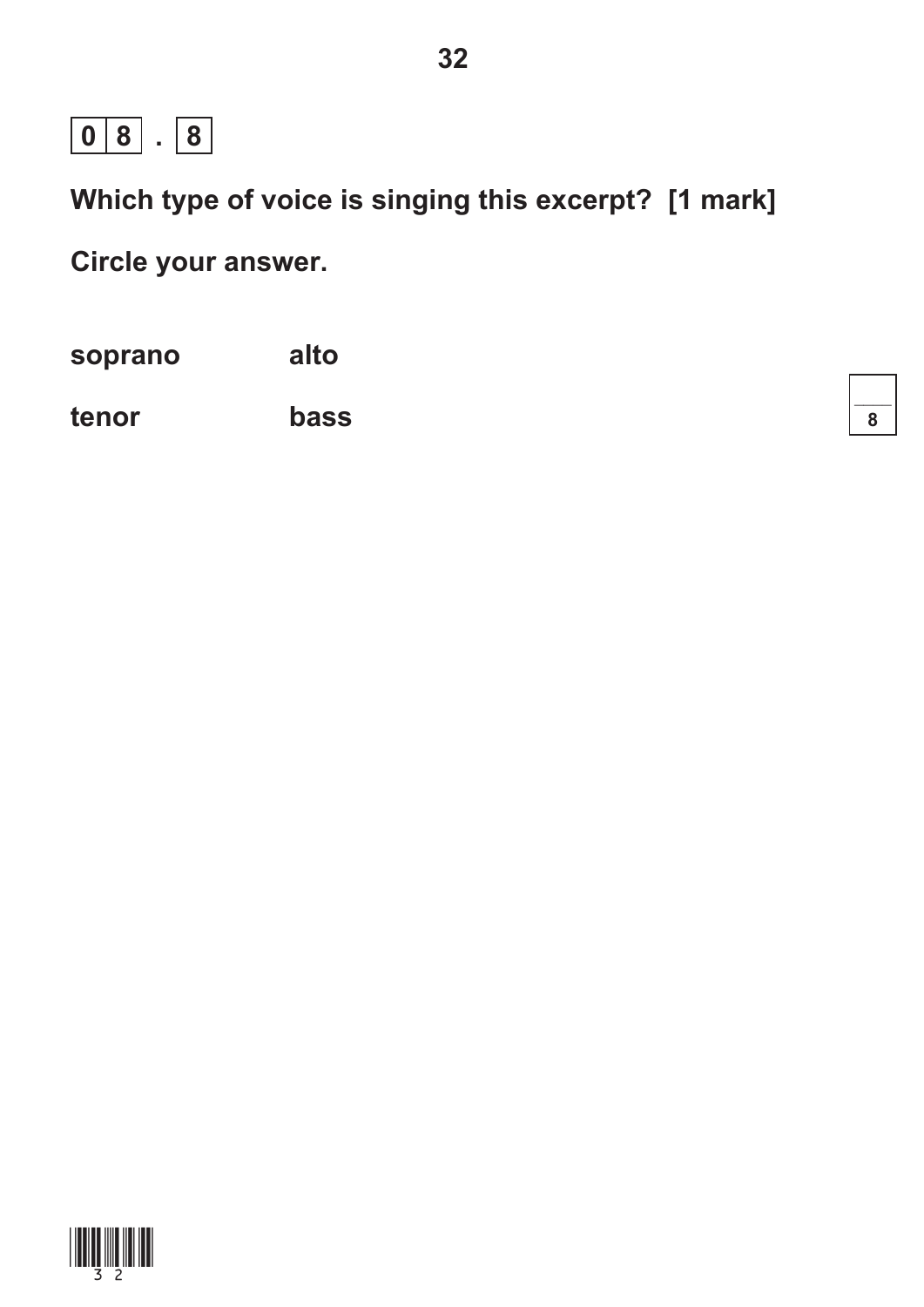**0 8 . 8**

**Which type of voice is singing this excerpt? [1 mark]**

**Circle your answer.**

| | |
|---|---|
| **soprano** | **alto** |
| **tenor** | **bass** |

8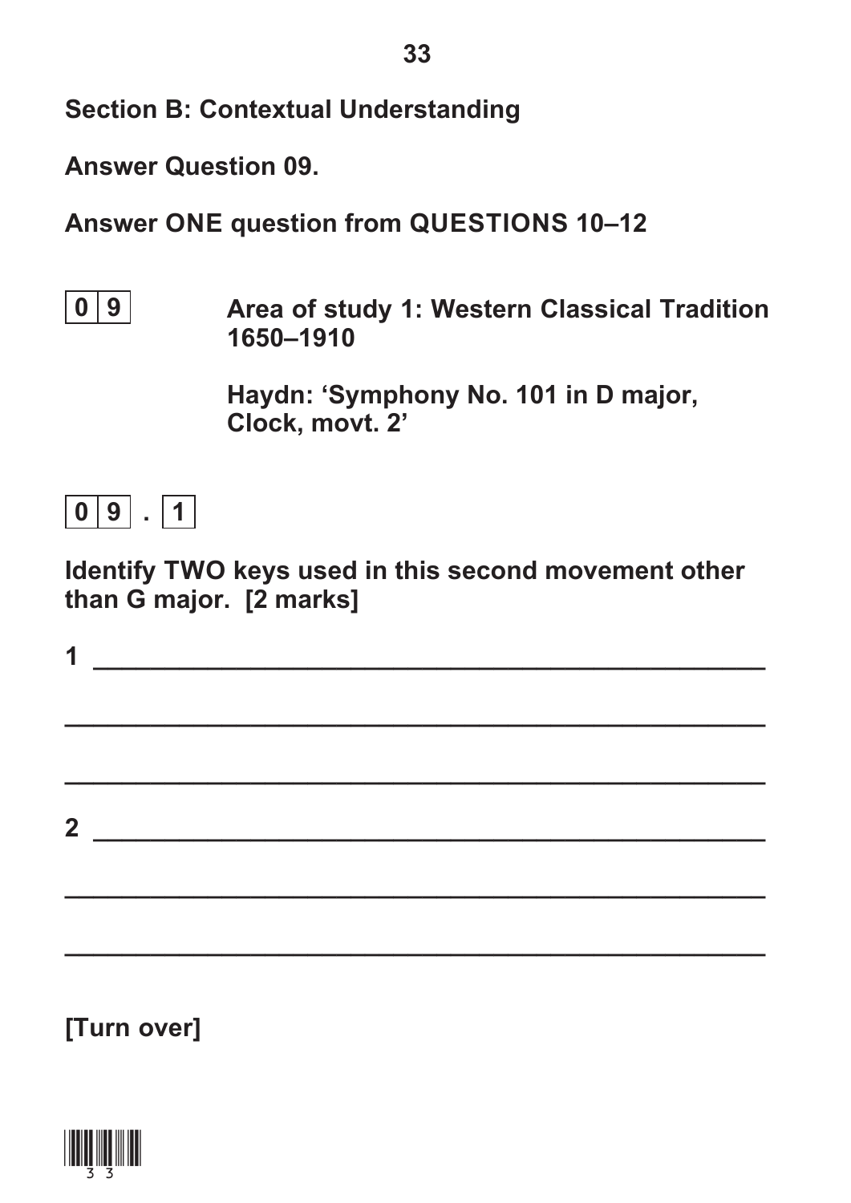## Section B: Contextual Understanding

**Answer Question 09.**

**Answer ONE question from QUESTIONS 10–12**

**0 9** **Area of study 1: Western Classical Tradition 1650–1910**

**Haydn: 'Symphony No. 101 in D major, Clock, movt. 2'**

**0 9 . 1**

**Identify TWO keys used in this second movement other than G major. [2 marks]**

1 ______________________________________________

______________________________________________

______________________________________________

2 ______________________________________________

______________________________________________

______________________________________________

**[Turn over]**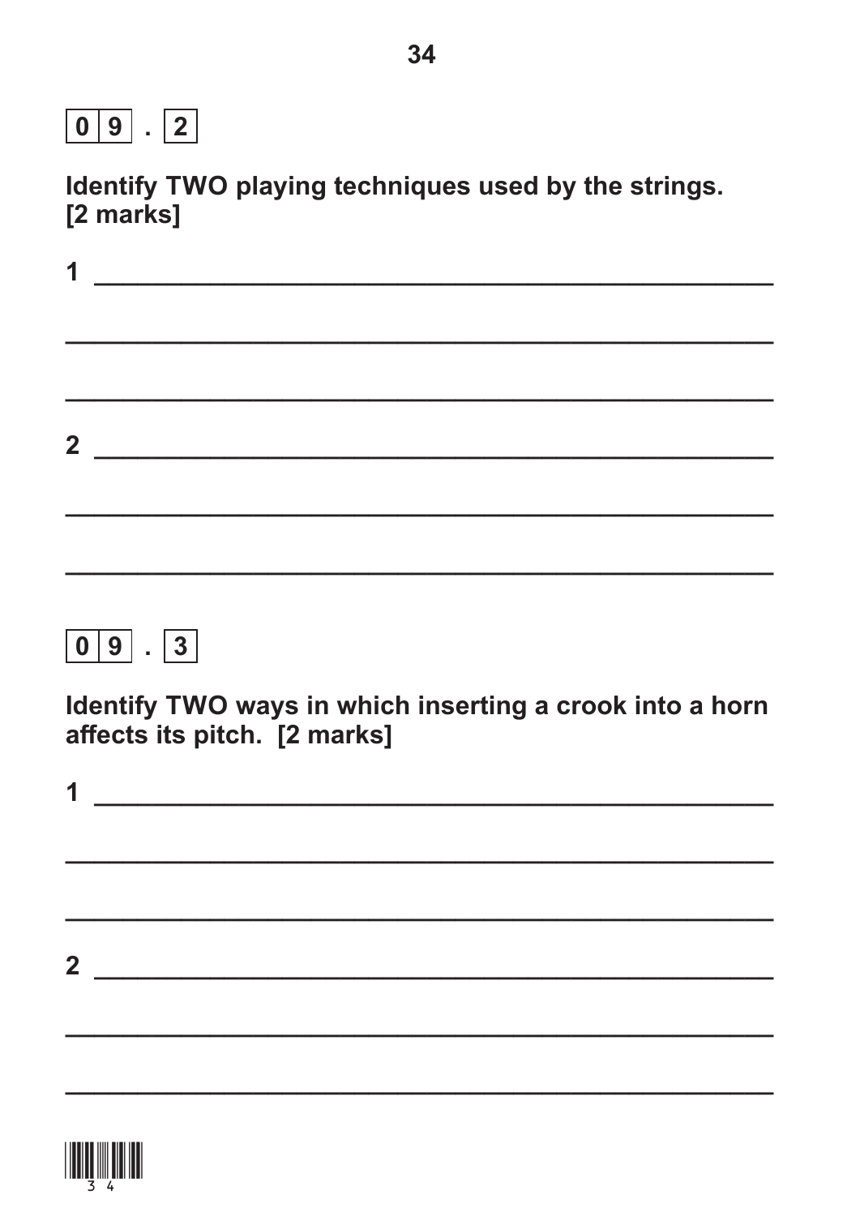**0 9 . 2**

**Identify TWO playing techniques used by the strings. [2 marks]**

**1** ______________________________________________

______________________________________________

______________________________________________

**2** ______________________________________________

______________________________________________

______________________________________________

**0 9 . 3**

**Identify TWO ways in which inserting a crook into a horn affects its pitch. [2 marks]**

**1** ______________________________________________

______________________________________________

______________________________________________

**2** ______________________________________________

______________________________________________

______________________________________________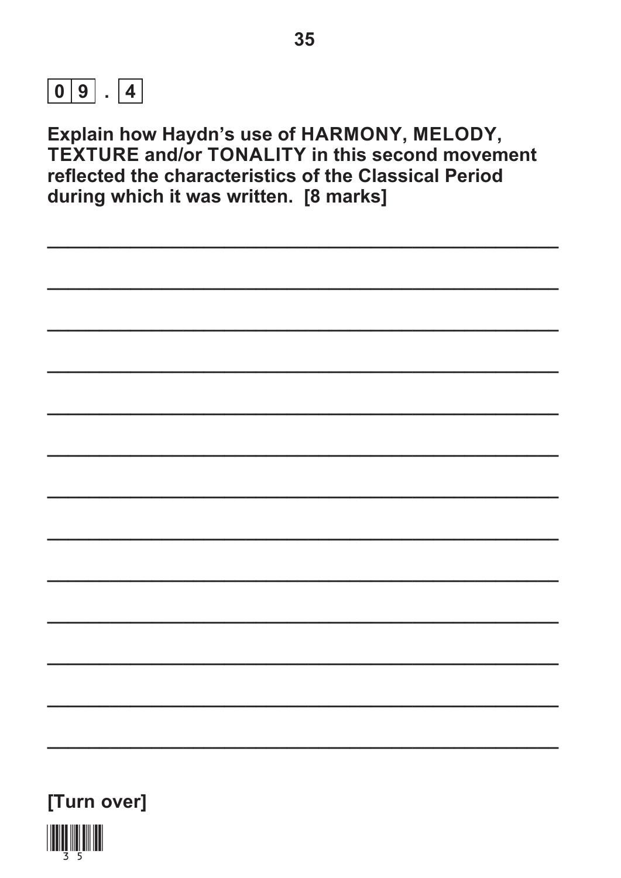**0 9 . 4**

**Explain how Haydn's use of HARMONY, MELODY, TEXTURE and/or TONALITY in this second movement reflected the characteristics of the Classical Period during which it was written. [8 marks]**

**[Turn over]**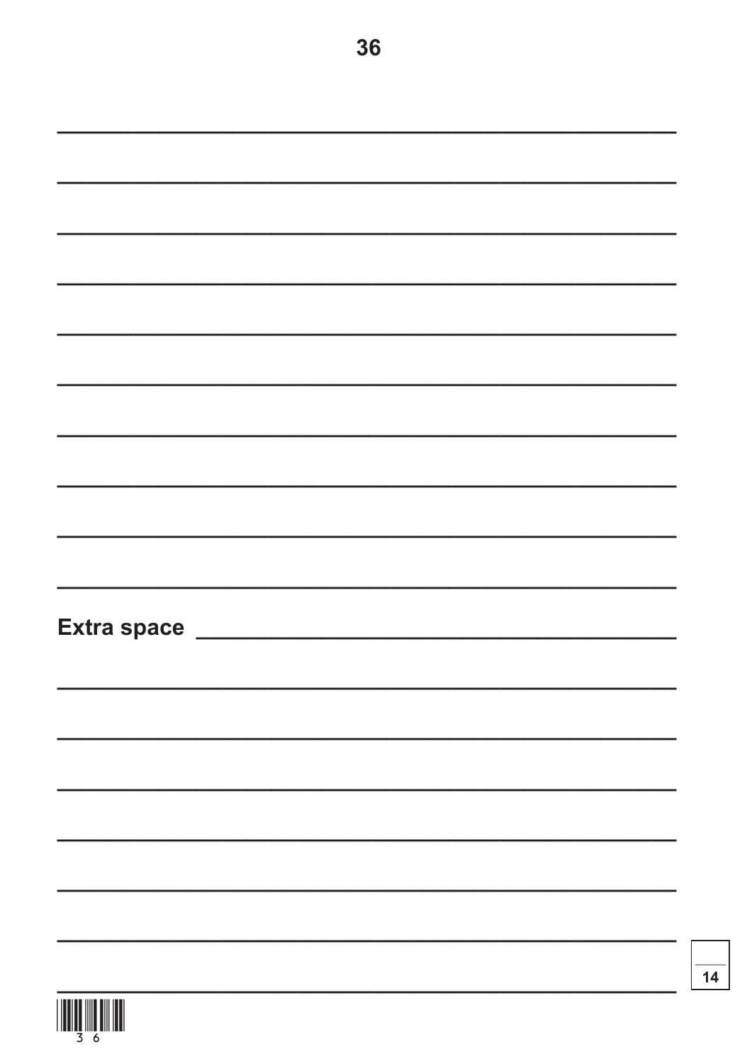Extra space

14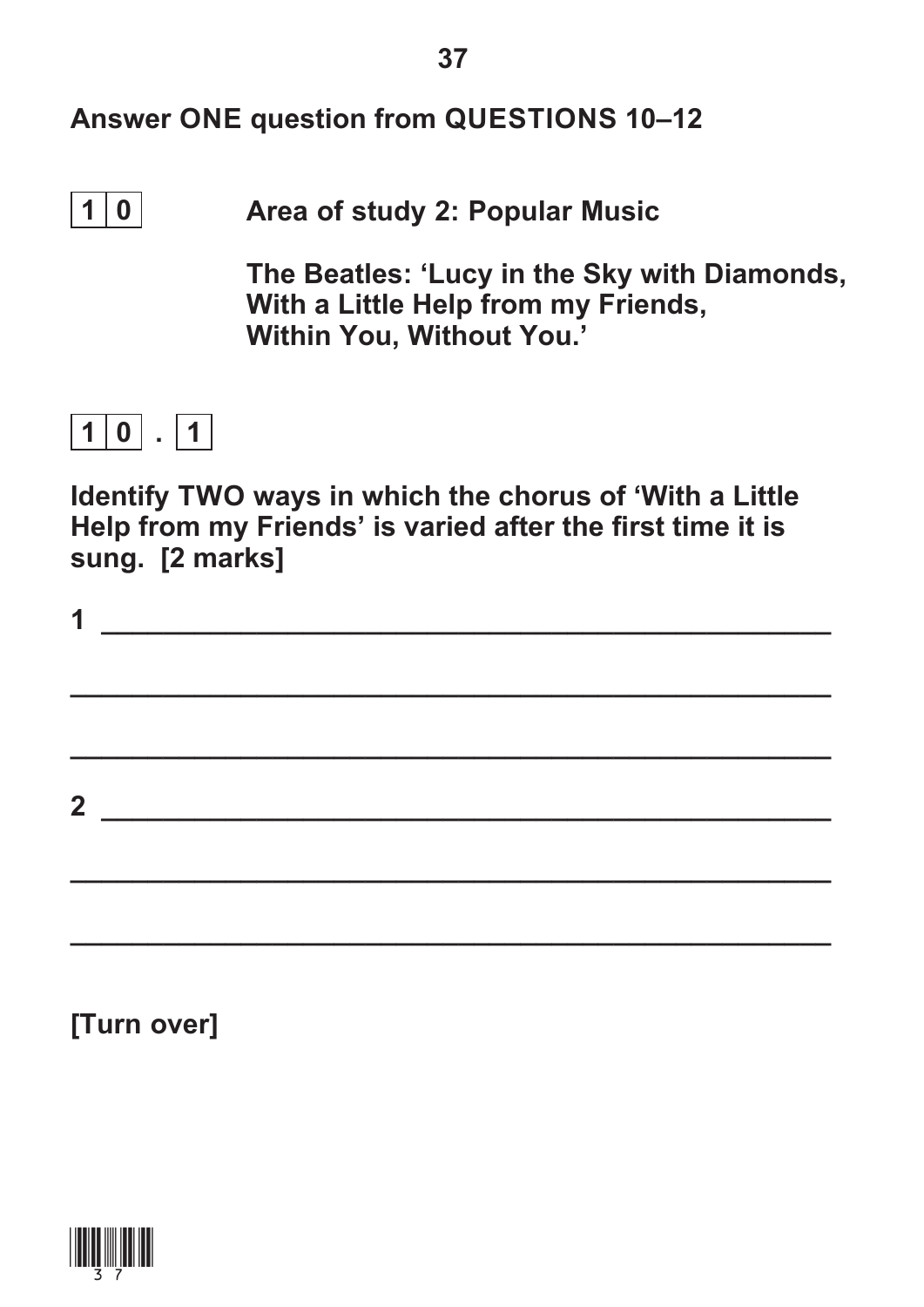**Answer ONE question from QUESTIONS 10–12**

**1 0** **Area of study 2: Popular Music**

**The Beatles: 'Lucy in the Sky with Diamonds, With a Little Help from my Friends, Within You, Without You.'**

**1 0 . 1**

**Identify TWO ways in which the chorus of 'With a Little Help from my Friends' is varied after the first time it is sung. [2 marks]**

1 ____________________________________________

____________________________________________

____________________________________________

2 ____________________________________________

____________________________________________

____________________________________________

**[Turn over]**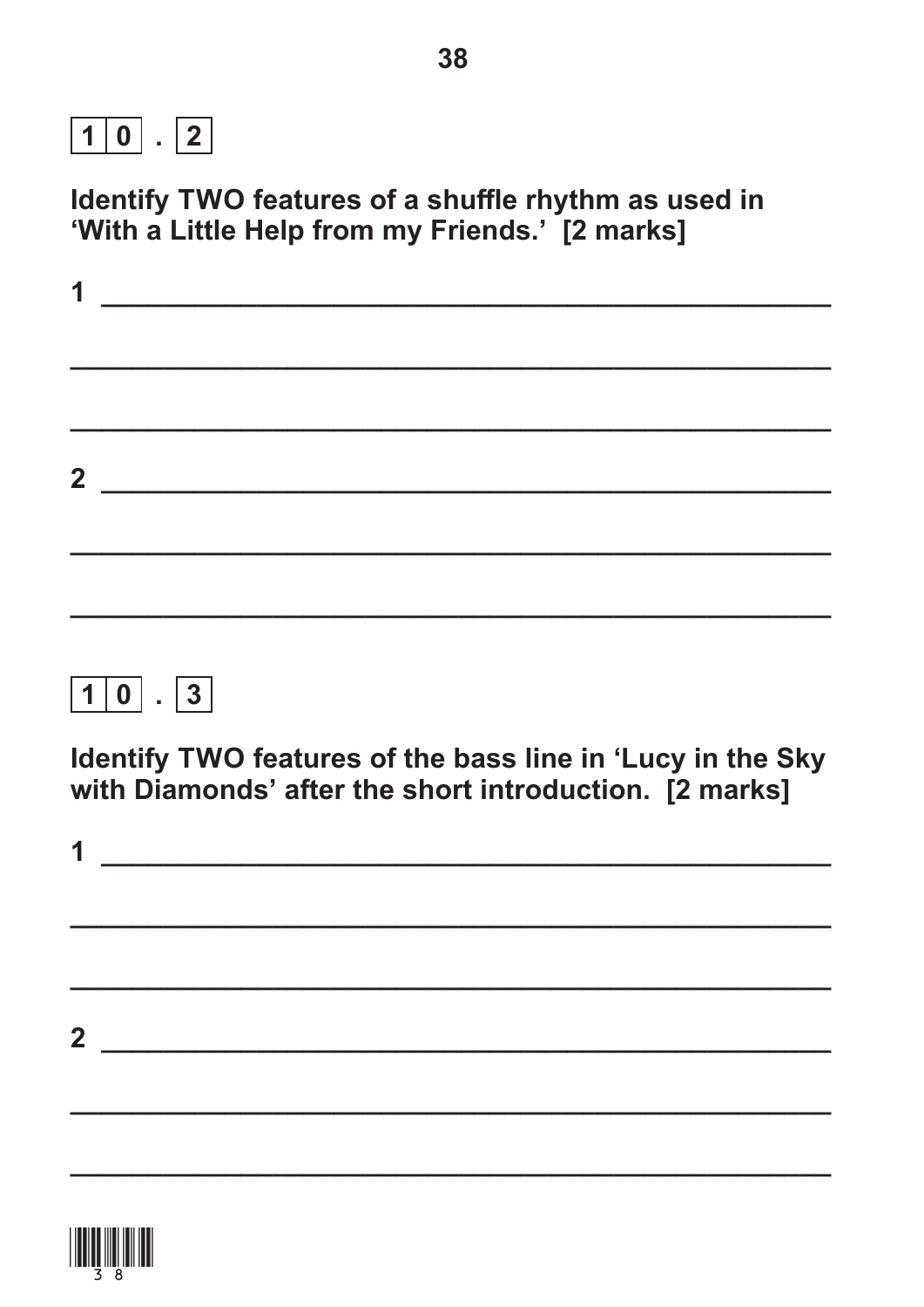**10.2**

**Identify TWO features of a shuffle rhythm as used in 'With a Little Help from my Friends.' [2 marks]**

1 ______________________________________________

______________________________________________

______________________________________________

2 ______________________________________________

______________________________________________

______________________________________________

**10.3**

**Identify TWO features of the bass line in 'Lucy in the Sky with Diamonds' after the short introduction. [2 marks]**

1 ______________________________________________

______________________________________________

______________________________________________

2 ______________________________________________

______________________________________________

______________________________________________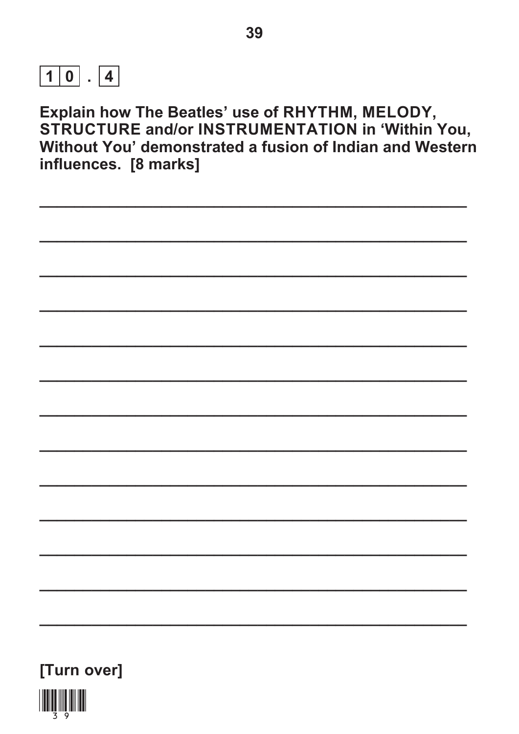**10.4**

**Explain how The Beatles' use of RHYTHM, MELODY, STRUCTURE and/or INSTRUMENTATION in 'Within You, Without You' demonstrated a fusion of Indian and Western influences. [8 marks]**

**[Turn over]**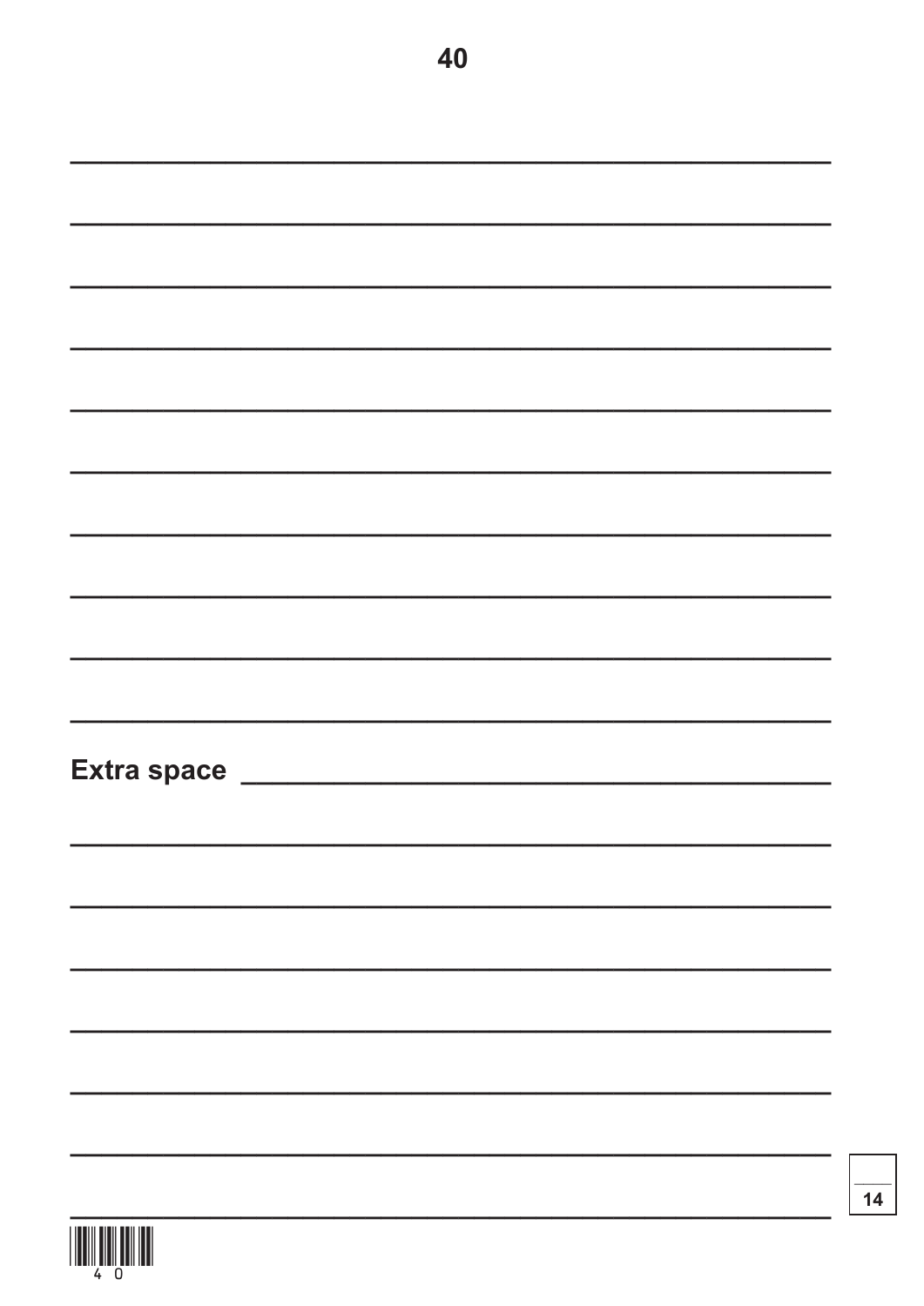Extra space

14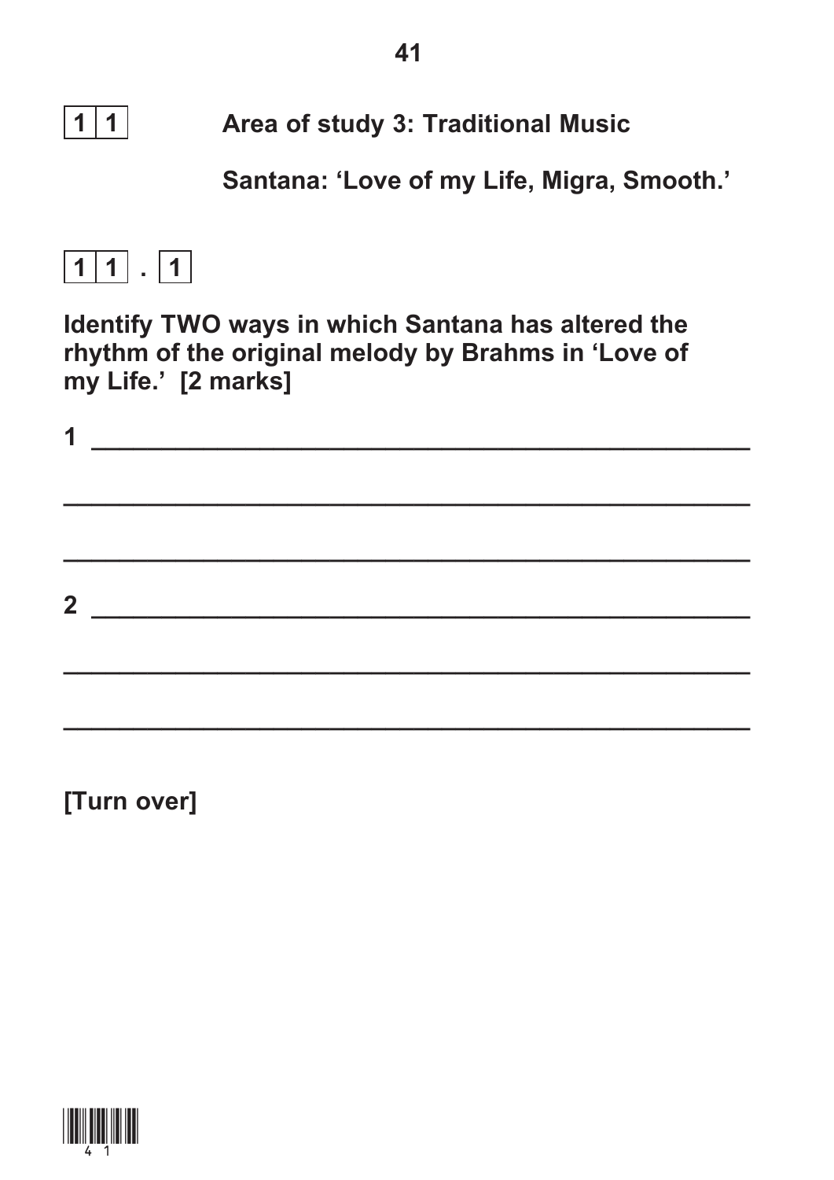**1 1** **Area of study 3: Traditional Music**

**Santana: 'Love of my Life, Migra, Smooth.'**

**1 1 . 1**

**Identify TWO ways in which Santana has altered the rhythm of the original melody by Brahms in 'Love of my Life.' [2 marks]**

**1** ______________________________________________

______________________________________________

______________________________________________

**2** ______________________________________________

______________________________________________

______________________________________________

**[Turn over]**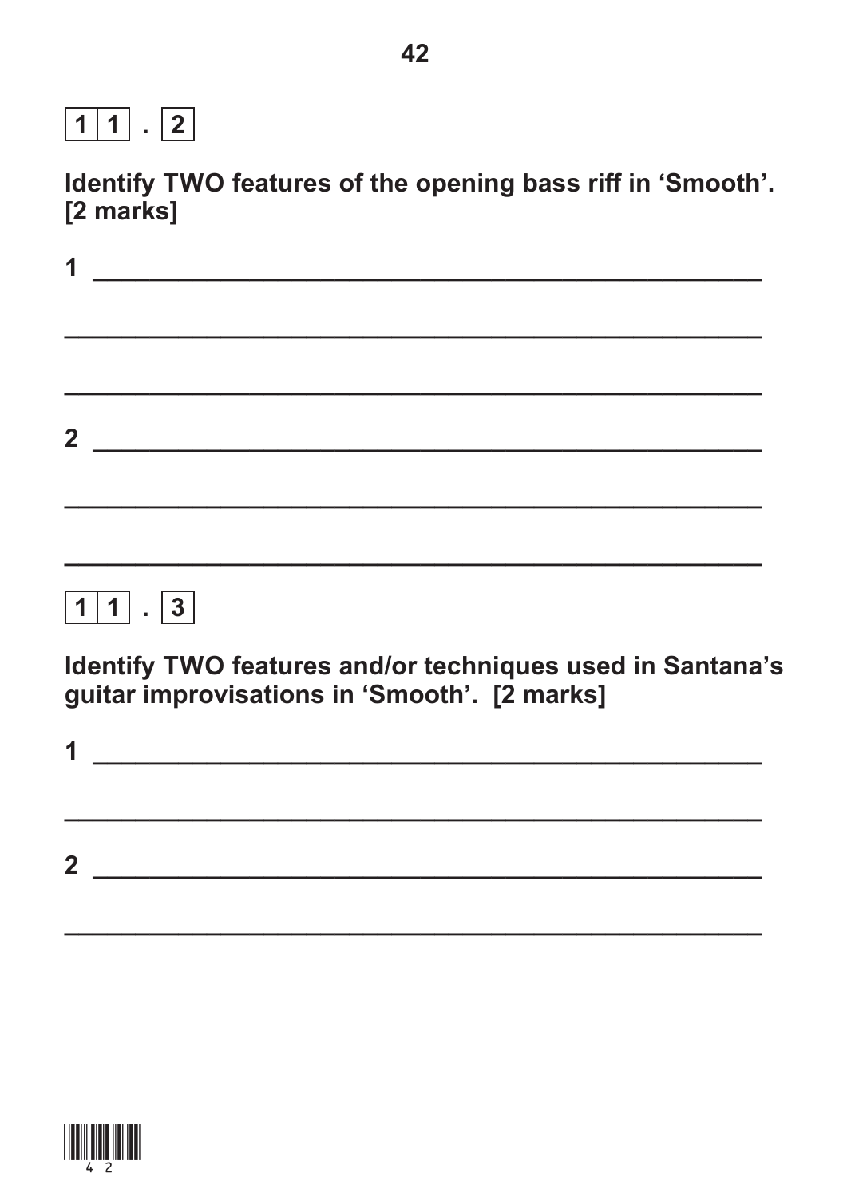**1 1 . 2**

**Identify TWO features of the opening bass riff in 'Smooth'. [2 marks]**

**1** ______________________________________________

______________________________________________

______________________________________________

**2** ______________________________________________

______________________________________________

______________________________________________

**1 1 . 3**

**Identify TWO features and/or techniques used in Santana's guitar improvisations in 'Smooth'. [2 marks]**

**1** ______________________________________________

______________________________________________

**2** ______________________________________________

______________________________________________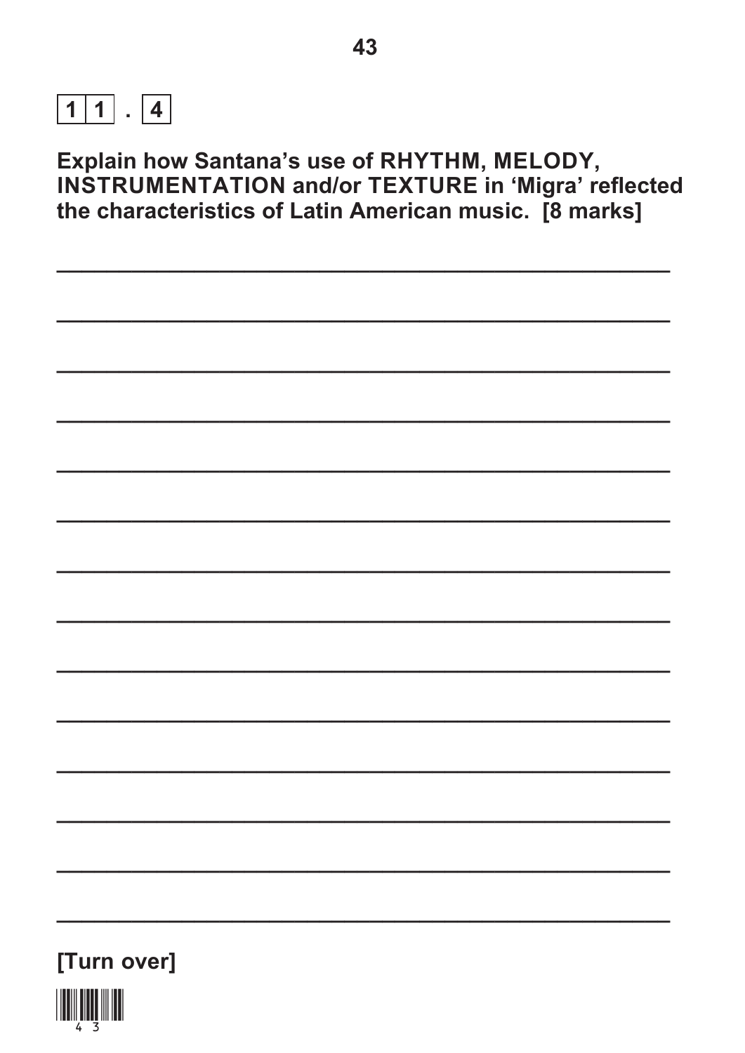**11 . 4**

**Explain how Santana's use of RHYTHM, MELODY, INSTRUMENTATION and/or TEXTURE in 'Migra' reflected the characteristics of Latin American music. [8 marks]**

**[Turn over]**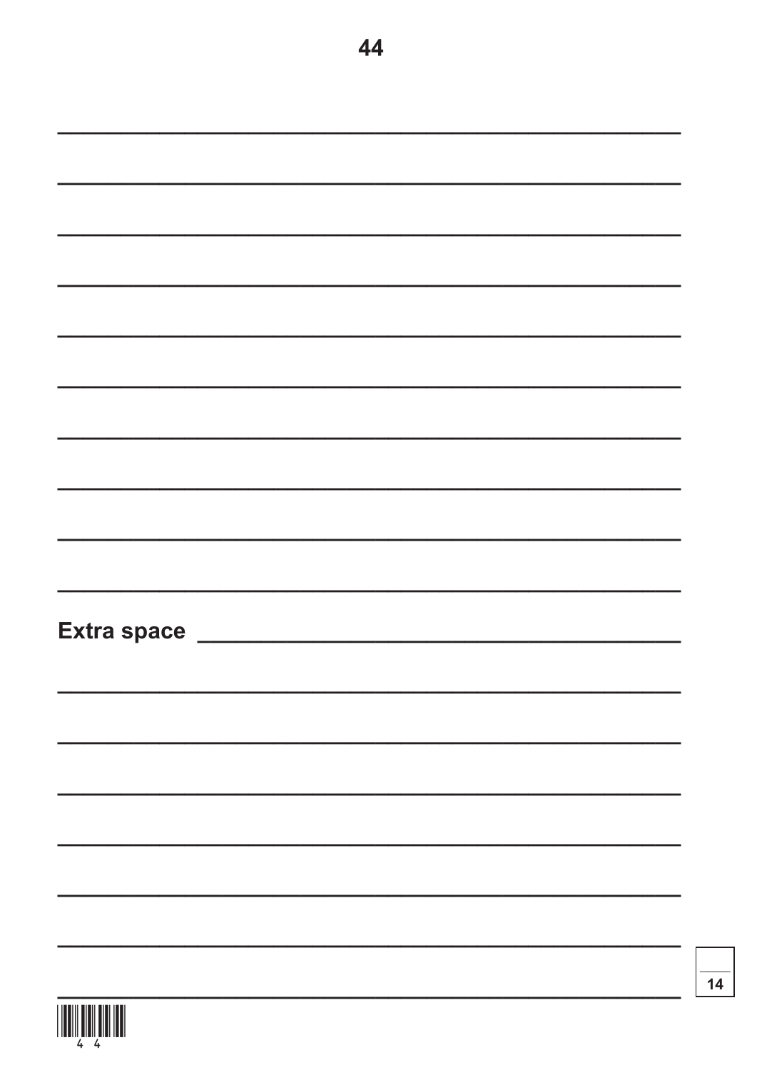Extra space

14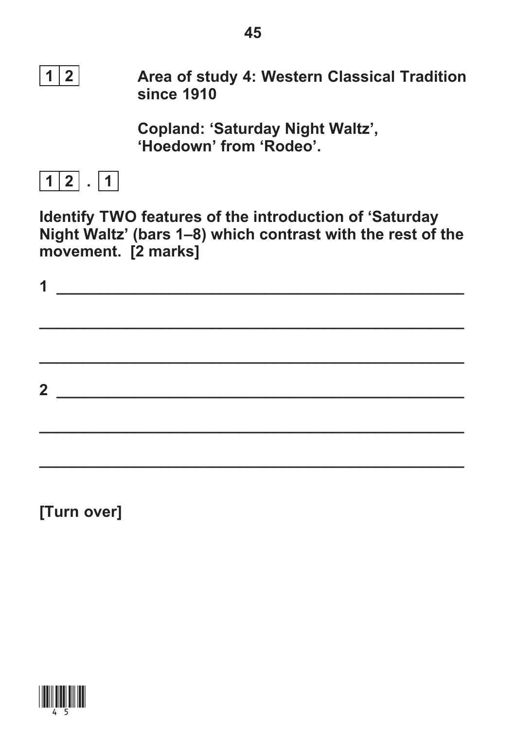**1 2** **Area of study 4: Western Classical Tradition since 1910**

**Copland: 'Saturday Night Waltz', 'Hoedown' from 'Rodeo'.**

**1 2 . 1**

**Identify TWO features of the introduction of 'Saturday Night Waltz' (bars 1–8) which contrast with the rest of the movement. [2 marks]**

**1** ____________________________________________

____________________________________________

____________________________________________

**2** ____________________________________________

____________________________________________

____________________________________________

**[Turn over]**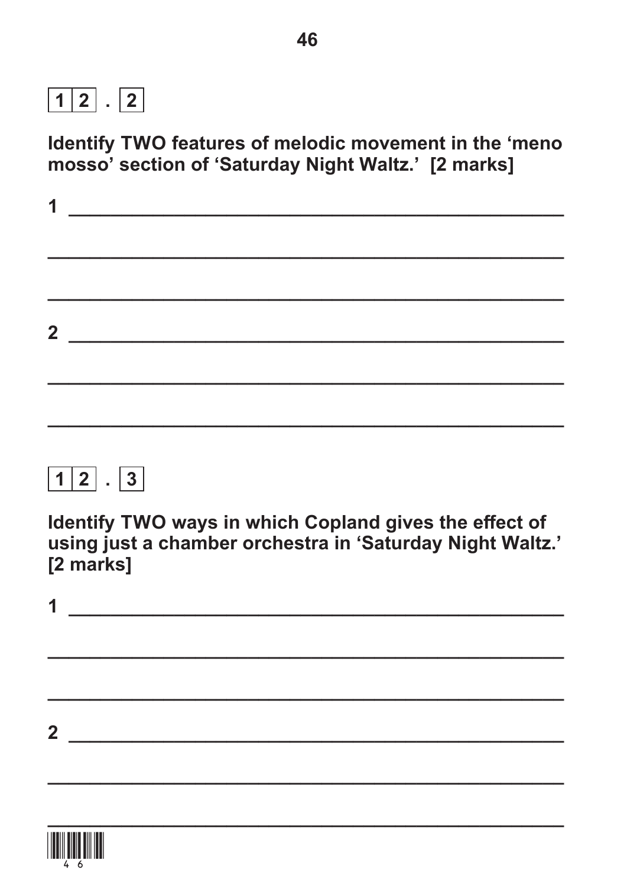**12 . 2**

**Identify TWO features of melodic movement in the 'meno mosso' section of 'Saturday Night Waltz.' [2 marks]**

1 ______________________________________________

______________________________________________

______________________________________________

2 ______________________________________________

______________________________________________

______________________________________________

**12 . 3**

**Identify TWO ways in which Copland gives the effect of using just a chamber orchestra in 'Saturday Night Waltz.' [2 marks]**

1 ______________________________________________

______________________________________________

______________________________________________

2 ______________________________________________

______________________________________________

______________________________________________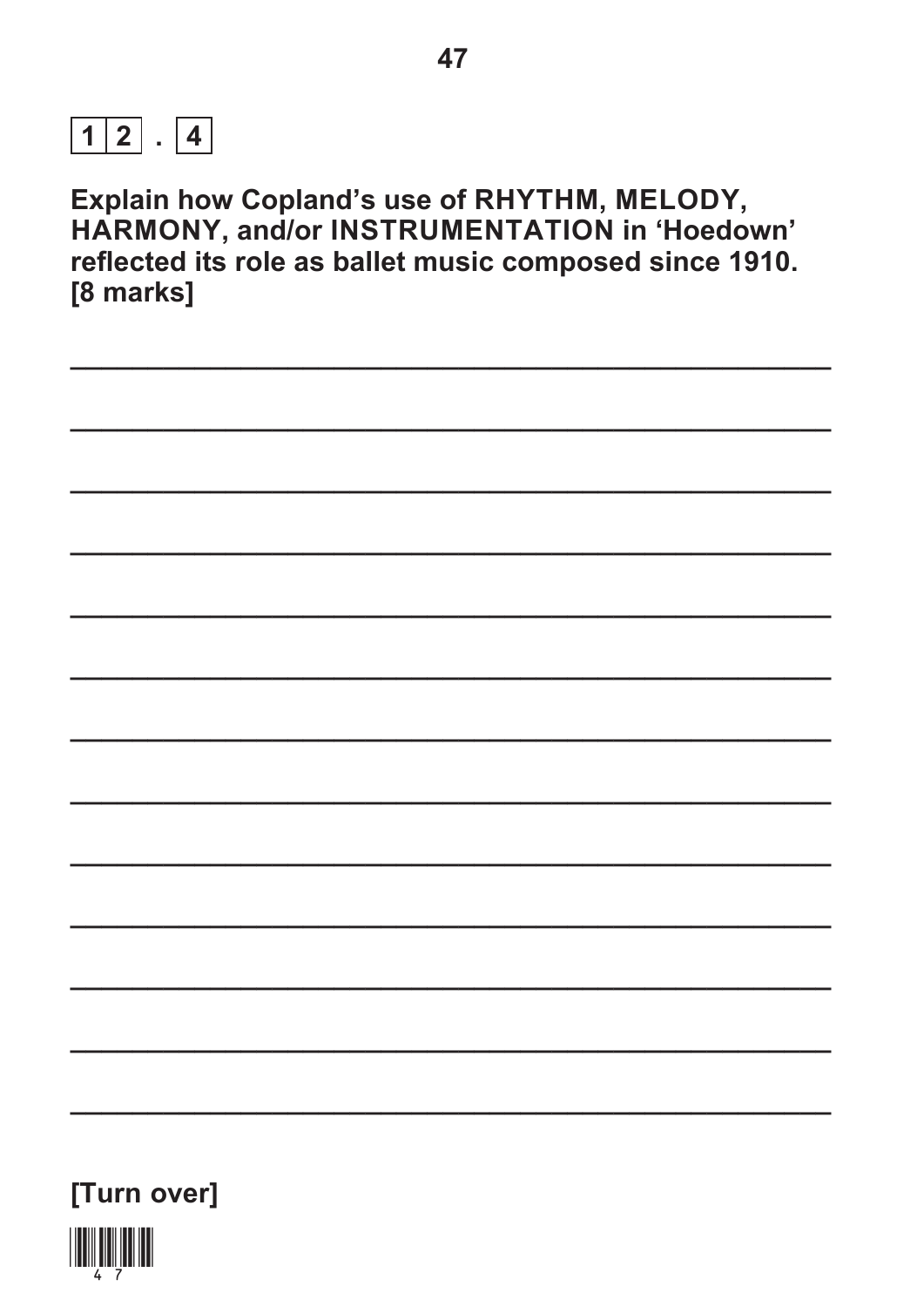**12 . 4**

**Explain how Copland's use of RHYTHM, MELODY, HARMONY, and/or INSTRUMENTATION in 'Hoedown' reflected its role as ballet music composed since 1910.**
**[8 marks]**

**[Turn over]**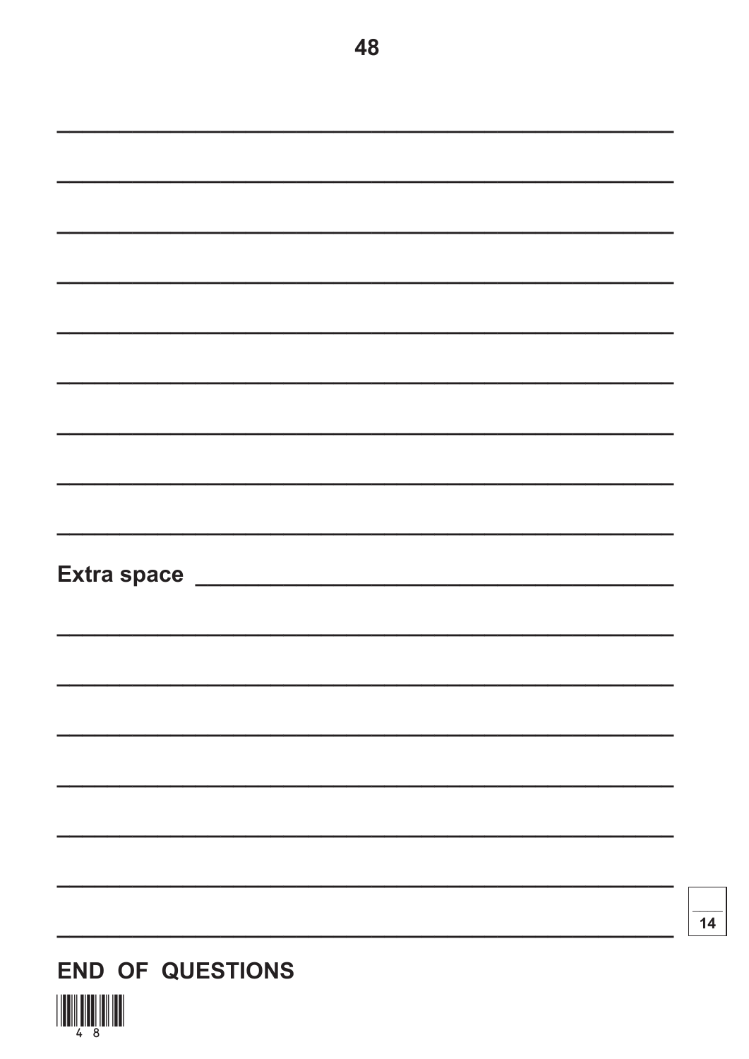Extra space

14

**END OF QUESTIONS**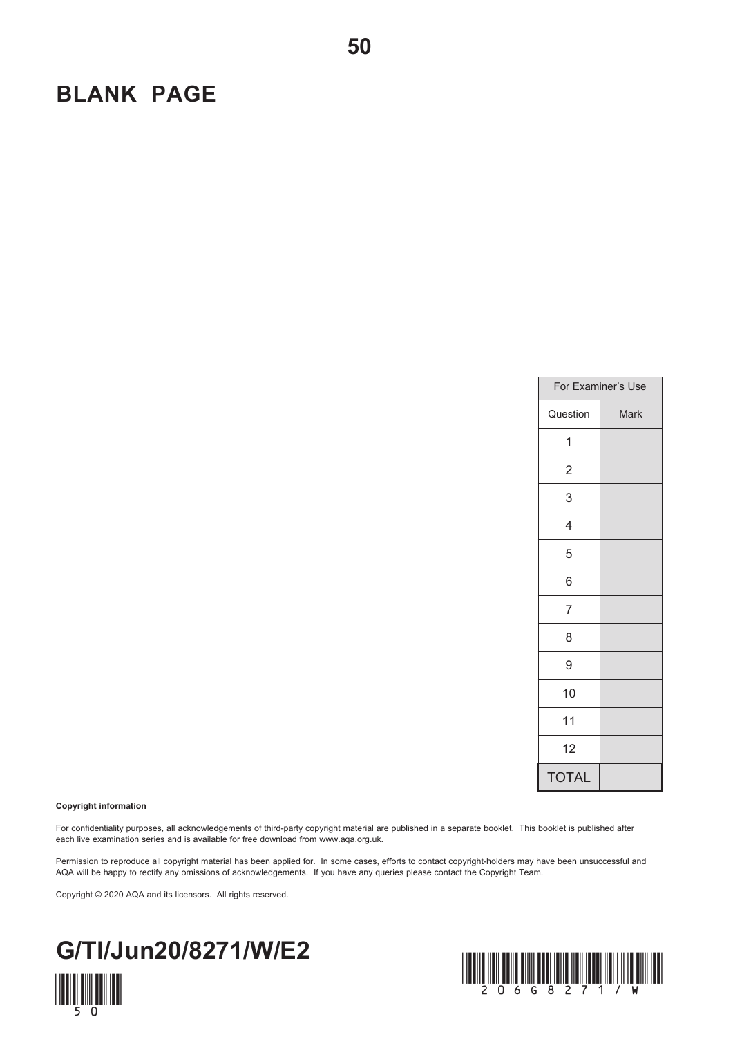**BLANK PAGE**

| For Examiner's Use | |
|---|---|
| Question | Mark |
| 1 | |
| 2 | |
| 3 | |
| 4 | |
| 5 | |
| 6 | |
| 7 | |
| 8 | |
| 9 | |
| 10 | |
| 11 | |
| 12 | |
| TOTAL | |

**Copyright information**

For confidentiality purposes, all acknowledgements of third-party copyright material are published in a separate booklet. This booklet is published after each live examination series and is available for free download from www.aqa.org.uk.

Permission to reproduce all copyright material has been applied for. In some cases, efforts to contact copyright-holders may have been unsuccessful and AQA will be happy to rectify any omissions of acknowledgements. If you have any queries please contact the Copyright Team.

Copyright © 2020 AQA and its licensors. All rights reserved.

**G/TI/Jun20/8271/W/E2**